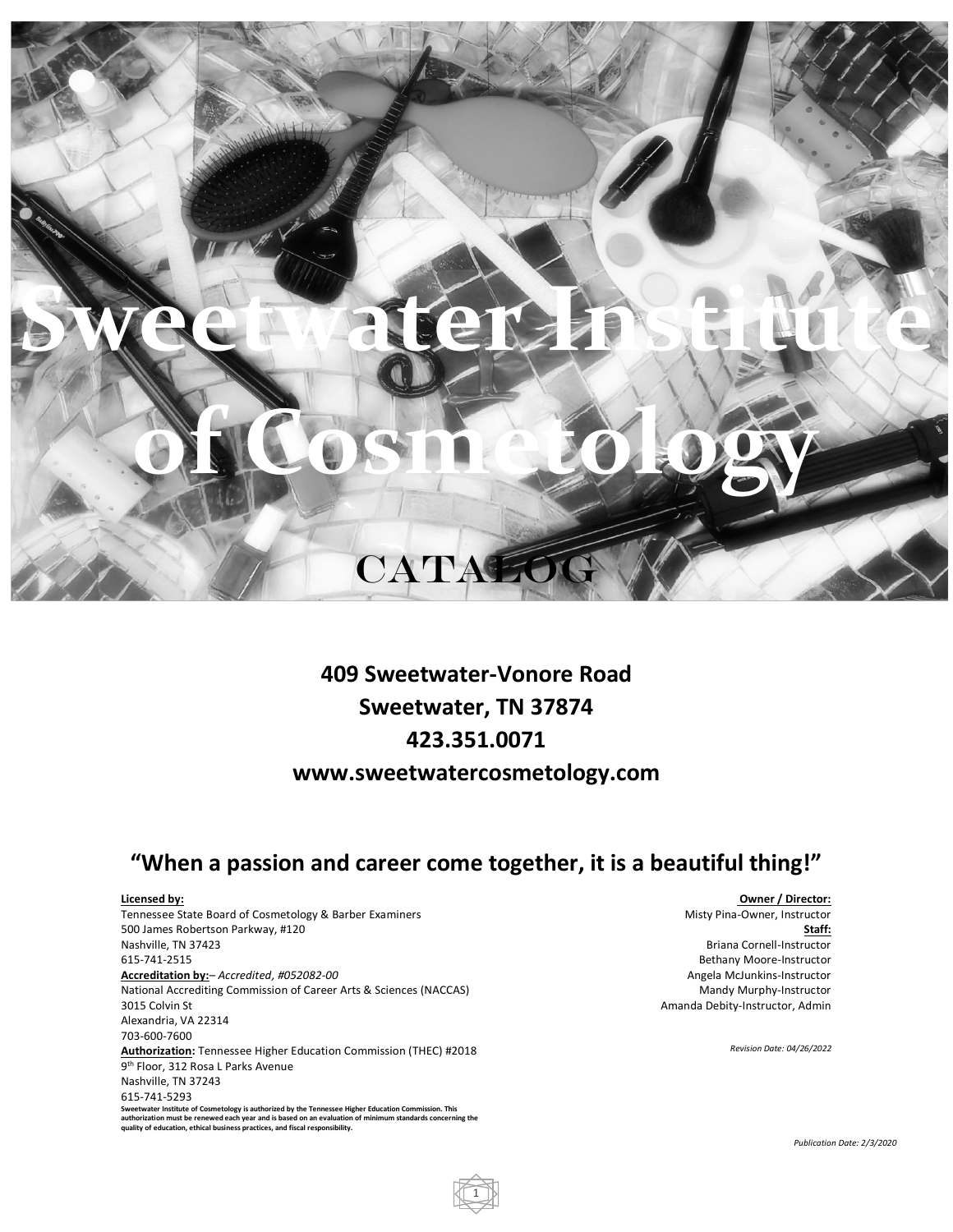# Sweetwater Institute of Cosmetology

## CATALOG

**409 Sweetwater-Vonore Road**
**Sweetwater, TN 37874**
**423.351.0071**
**www.sweetwatercosmetology.com**

## "When a passion and career come together, it is a beautiful thing!"

**Licensed by:**
Tennessee State Board of Cosmetology & Barber Examiners
500 James Robertson Parkway, #120
Nashville, TN 37423
615-741-2515

**Accreditation by:** – *Accredited, #052082-00*
National Accrediting Commission of Career Arts & Sciences (NACCAS)
3015 Colvin St
Alexandria, VA 22314
703-600-7600

**Authorization:** Tennessee Higher Education Commission (THEC) #2018
9th Floor, 312 Rosa L Parks Avenue
Nashville, TN 37243
615-741-5293

**Sweetwater Institute of Cosmetology is authorized by the Tennessee Higher Education Commission. This authorization must be renewed each year and is based on an evaluation of minimum standards concerning the quality of education, ethical business practices, and fiscal responsibility.**

**Owner / Director:**
Misty Pina-Owner, Instructor

**Staff:**
Briana Cornell-Instructor
Bethany Moore-Instructor
Angela McJunkins-Instructor
Mandy Murphy-Instructor
Amanda Debity-Instructor, Admin

*Revision Date: 04/26/2022*

*Publication Date: 2/3/2020*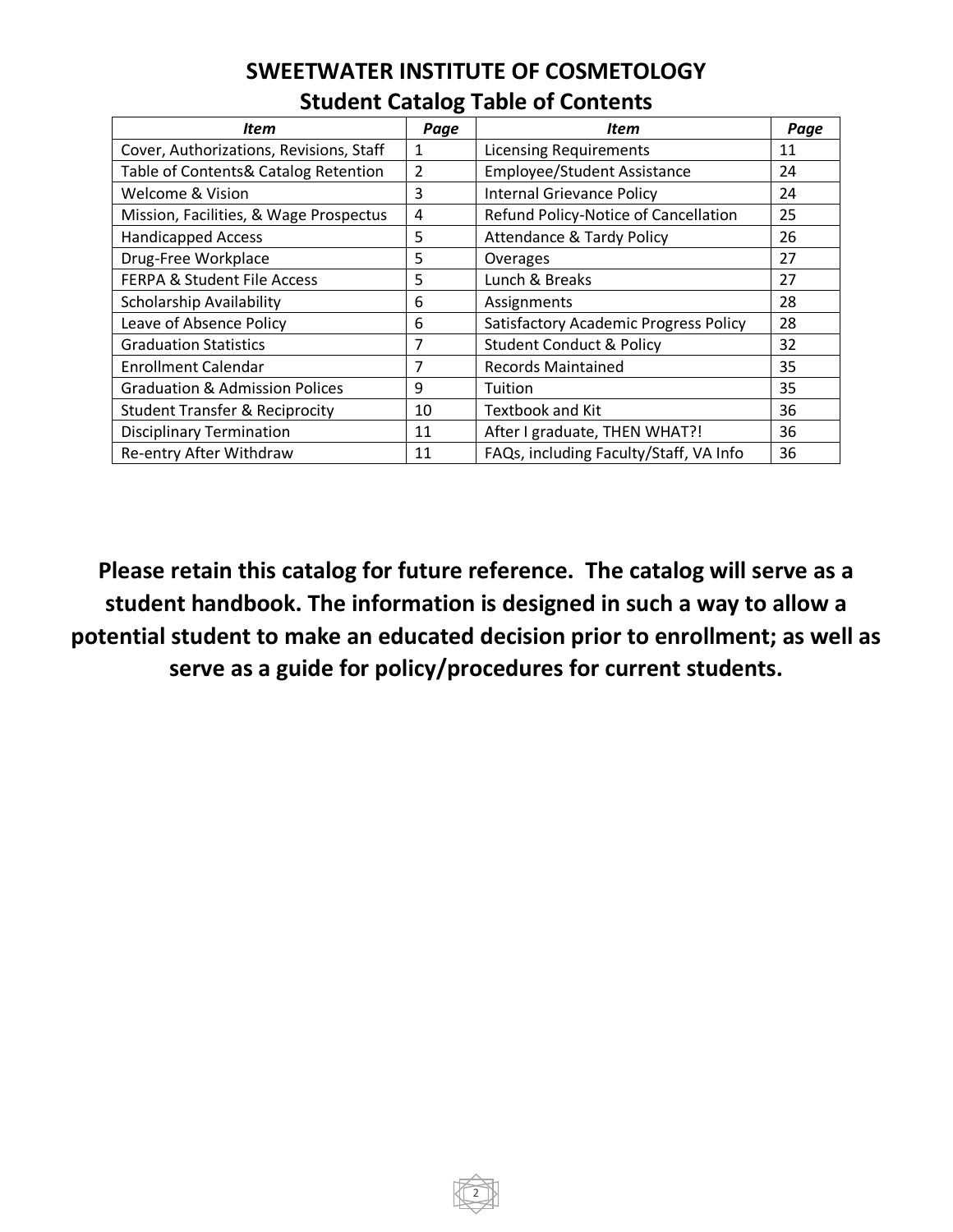# SWEETWATER INSTITUTE OF COSMETOLOGY

## Student Catalog Table of Contents

| *Item* | *Page* | *Item* | *Page* |
|---|---|---|---|
| Cover, Authorizations, Revisions, Staff | 1 | Licensing Requirements | 11 |
| Table of Contents& Catalog Retention | 2 | Employee/Student Assistance | 24 |
| Welcome & Vision | 3 | Internal Grievance Policy | 24 |
| Mission, Facilities, & Wage Prospectus | 4 | Refund Policy-Notice of Cancellation | 25 |
| Handicapped Access | 5 | Attendance & Tardy Policy | 26 |
| Drug-Free Workplace | 5 | Overages | 27 |
| FERPA & Student File Access | 5 | Lunch & Breaks | 27 |
| Scholarship Availability | 6 | Assignments | 28 |
| Leave of Absence Policy | 6 | Satisfactory Academic Progress Policy | 28 |
| Graduation Statistics | 7 | Student Conduct & Policy | 32 |
| Enrollment Calendar | 7 | Records Maintained | 35 |
| Graduation & Admission Polices | 9 | Tuition | 35 |
| Student Transfer & Reciprocity | 10 | Textbook and Kit | 36 |
| Disciplinary Termination | 11 | After I graduate, THEN WHAT?! | 36 |
| Re-entry After Withdraw | 11 | FAQs, including Faculty/Staff, VA Info | 36 |

**Please retain this catalog for future reference. The catalog will serve as a student handbook. The information is designed in such a way to allow a potential student to make an educated decision prior to enrollment; as well as serve as a guide for policy/procedures for current students.**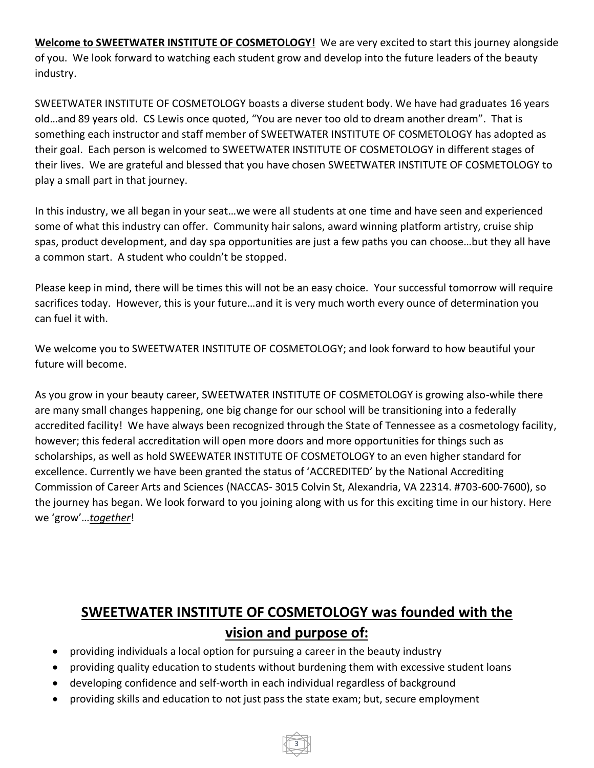**Welcome to SWEETWATER INSTITUTE OF COSMETOLOGY!** We are very excited to start this journey alongside of you. We look forward to watching each student grow and develop into the future leaders of the beauty industry.

SWEETWATER INSTITUTE OF COSMETOLOGY boasts a diverse student body. We have had graduates 16 years old…and 89 years old. CS Lewis once quoted, "You are never too old to dream another dream". That is something each instructor and staff member of SWEETWATER INSTITUTE OF COSMETOLOGY has adopted as their goal. Each person is welcomed to SWEETWATER INSTITUTE OF COSMETOLOGY in different stages of their lives. We are grateful and blessed that you have chosen SWEETWATER INSTITUTE OF COSMETOLOGY to play a small part in that journey.

In this industry, we all began in your seat…we were all students at one time and have seen and experienced some of what this industry can offer. Community hair salons, award winning platform artistry, cruise ship spas, product development, and day spa opportunities are just a few paths you can choose…but they all have a common start. A student who couldn't be stopped.

Please keep in mind, there will be times this will not be an easy choice. Your successful tomorrow will require sacrifices today. However, this is your future…and it is very much worth every ounce of determination you can fuel it with.

We welcome you to SWEETWATER INSTITUTE OF COSMETOLOGY; and look forward to how beautiful your future will become.

As you grow in your beauty career, SWEETWATER INSTITUTE OF COSMETOLOGY is growing also-while there are many small changes happening, one big change for our school will be transitioning into a federally accredited facility! We have always been recognized through the State of Tennessee as a cosmetology facility, however; this federal accreditation will open more doors and more opportunities for things such as scholarships, as well as hold SWEEWATER INSTITUTE OF COSMETOLOGY to an even higher standard for excellence. Currently we have been granted the status of 'ACCREDITED' by the National Accrediting Commission of Career Arts and Sciences (NACCAS- 3015 Colvin St, Alexandria, VA 22314. #703-600-7600), so the journey has began. We look forward to you joining along with us for this exciting time in our history. Here we 'grow'…***together***!

## SWEETWATER INSTITUTE OF COSMETOLOGY was founded with the vision and purpose of:

- providing individuals a local option for pursuing a career in the beauty industry
- providing quality education to students without burdening them with excessive student loans
- developing confidence and self-worth in each individual regardless of background
- providing skills and education to not just pass the state exam; but, secure employment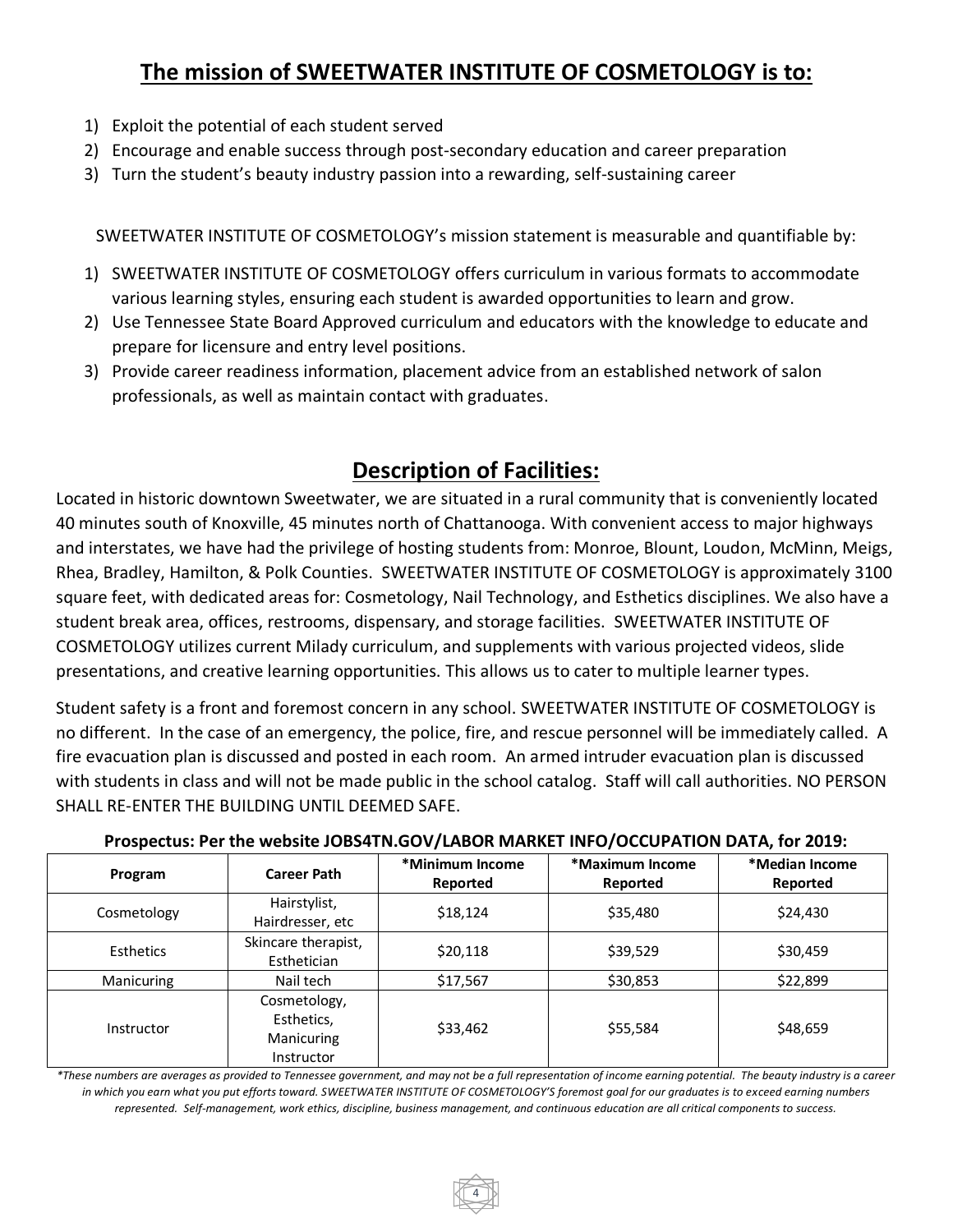## The mission of SWEETWATER INSTITUTE OF COSMETOLOGY is to:

1) Exploit the potential of each student served
2) Encourage and enable success through post-secondary education and career preparation
3) Turn the student's beauty industry passion into a rewarding, self-sustaining career

SWEETWATER INSTITUTE OF COSMETOLOGY's mission statement is measurable and quantifiable by:

1) SWEETWATER INSTITUTE OF COSMETOLOGY offers curriculum in various formats to accommodate various learning styles, ensuring each student is awarded opportunities to learn and grow.
2) Use Tennessee State Board Approved curriculum and educators with the knowledge to educate and prepare for licensure and entry level positions.
3) Provide career readiness information, placement advice from an established network of salon professionals, as well as maintain contact with graduates.

## Description of Facilities:

Located in historic downtown Sweetwater, we are situated in a rural community that is conveniently located 40 minutes south of Knoxville, 45 minutes north of Chattanooga. With convenient access to major highways and interstates, we have had the privilege of hosting students from: Monroe, Blount, Loudon, McMinn, Meigs, Rhea, Bradley, Hamilton, & Polk Counties. SWEETWATER INSTITUTE OF COSMETOLOGY is approximately 3100 square feet, with dedicated areas for: Cosmetology, Nail Technology, and Esthetics disciplines. We also have a student break area, offices, restrooms, dispensary, and storage facilities. SWEETWATER INSTITUTE OF COSMETOLOGY utilizes current Milady curriculum, and supplements with various projected videos, slide presentations, and creative learning opportunities. This allows us to cater to multiple learner types.

Student safety is a front and foremost concern in any school. SWEETWATER INSTITUTE OF COSMETOLOGY is no different. In the case of an emergency, the police, fire, and rescue personnel will be immediately called. A fire evacuation plan is discussed and posted in each room. An armed intruder evacuation plan is discussed with students in class and will not be made public in the school catalog. Staff will call authorities. NO PERSON SHALL RE-ENTER THE BUILDING UNTIL DEEMED SAFE.

**Prospectus: Per the website JOBS4TN.GOV/LABOR MARKET INFO/OCCUPATION DATA, for 2019:**

| Program | Career Path | *Minimum Income Reported | *Maximum Income Reported | *Median Income Reported |
|---|---|---|---|---|
| Cosmetology | Hairstylist, Hairdresser, etc | $18,124 | $35,480 | $24,430 |
| Esthetics | Skincare therapist, Esthetician | $20,118 | $39,529 | $30,459 |
| Manicuring | Nail tech | $17,567 | $30,853 | $22,899 |
| Instructor | Cosmetology, Esthetics, Manicuring Instructor | $33,462 | $55,584 | $48,659 |

*\*These numbers are averages as provided to Tennessee government, and may not be a full representation of income earning potential. The beauty industry is a career in which you earn what you put efforts toward. SWEETWATER INSTITUTE OF COSMETOLOGY'S foremost goal for our graduates is to exceed earning numbers represented. Self-management, work ethics, discipline, business management, and continuous education are all critical components to success.*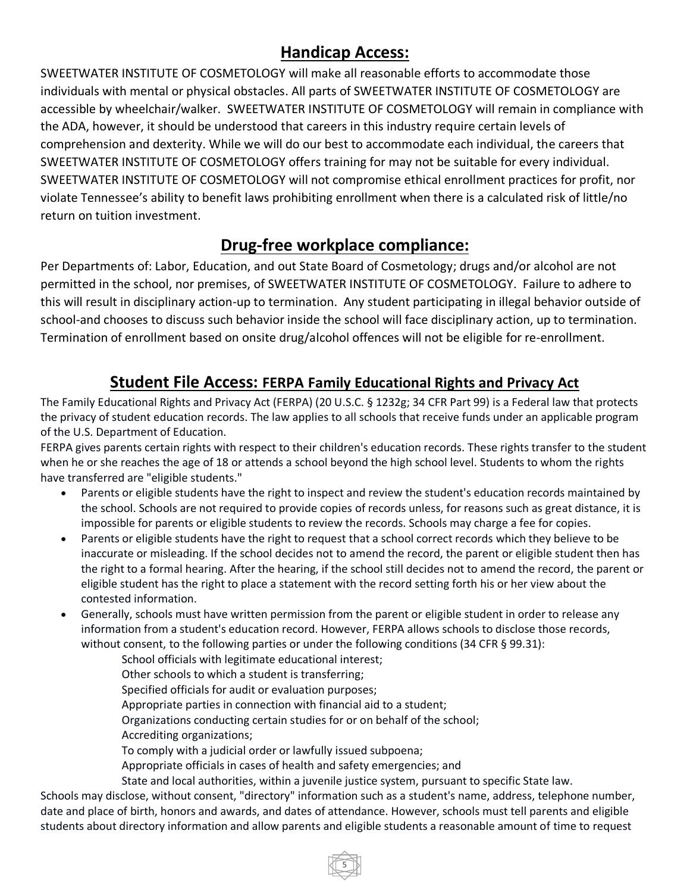## Handicap Access:

SWEETWATER INSTITUTE OF COSMETOLOGY will make all reasonable efforts to accommodate those individuals with mental or physical obstacles. All parts of SWEETWATER INSTITUTE OF COSMETOLOGY are accessible by wheelchair/walker. SWEETWATER INSTITUTE OF COSMETOLOGY will remain in compliance with the ADA, however, it should be understood that careers in this industry require certain levels of comprehension and dexterity. While we will do our best to accommodate each individual, the careers that SWEETWATER INSTITUTE OF COSMETOLOGY offers training for may not be suitable for every individual. SWEETWATER INSTITUTE OF COSMETOLOGY will not compromise ethical enrollment practices for profit, nor violate Tennessee's ability to benefit laws prohibiting enrollment when there is a calculated risk of little/no return on tuition investment.

## Drug-free workplace compliance:

Per Departments of: Labor, Education, and out State Board of Cosmetology; drugs and/or alcohol are not permitted in the school, nor premises, of SWEETWATER INSTITUTE OF COSMETOLOGY. Failure to adhere to this will result in disciplinary action-up to termination. Any student participating in illegal behavior outside of school-and chooses to discuss such behavior inside the school will face disciplinary action, up to termination. Termination of enrollment based on onsite drug/alcohol offences will not be eligible for re-enrollment.

## Student File Access: FERPA Family Educational Rights and Privacy Act

The Family Educational Rights and Privacy Act (FERPA) (20 U.S.C. § 1232g; 34 CFR Part 99) is a Federal law that protects the privacy of student education records. The law applies to all schools that receive funds under an applicable program of the U.S. Department of Education.

FERPA gives parents certain rights with respect to their children's education records. These rights transfer to the student when he or she reaches the age of 18 or attends a school beyond the high school level. Students to whom the rights have transferred are "eligible students."

- Parents or eligible students have the right to inspect and review the student's education records maintained by the school. Schools are not required to provide copies of records unless, for reasons such as great distance, it is impossible for parents or eligible students to review the records. Schools may charge a fee for copies.
- Parents or eligible students have the right to request that a school correct records which they believe to be inaccurate or misleading. If the school decides not to amend the record, the parent or eligible student then has the right to a formal hearing. After the hearing, if the school still decides not to amend the record, the parent or eligible student has the right to place a statement with the record setting forth his or her view about the contested information.
- Generally, schools must have written permission from the parent or eligible student in order to release any information from a student's education record. However, FERPA allows schools to disclose those records, without consent, to the following parties or under the following conditions (34 CFR § 99.31):
  - School officials with legitimate educational interest;
  - Other schools to which a student is transferring;
  - Specified officials for audit or evaluation purposes;
  - Appropriate parties in connection with financial aid to a student;
  - Organizations conducting certain studies for or on behalf of the school;
  - Accrediting organizations;
  - To comply with a judicial order or lawfully issued subpoena;
  - Appropriate officials in cases of health and safety emergencies; and
  - State and local authorities, within a juvenile justice system, pursuant to specific State law.

Schools may disclose, without consent, "directory" information such as a student's name, address, telephone number, date and place of birth, honors and awards, and dates of attendance. However, schools must tell parents and eligible students about directory information and allow parents and eligible students a reasonable amount of time to request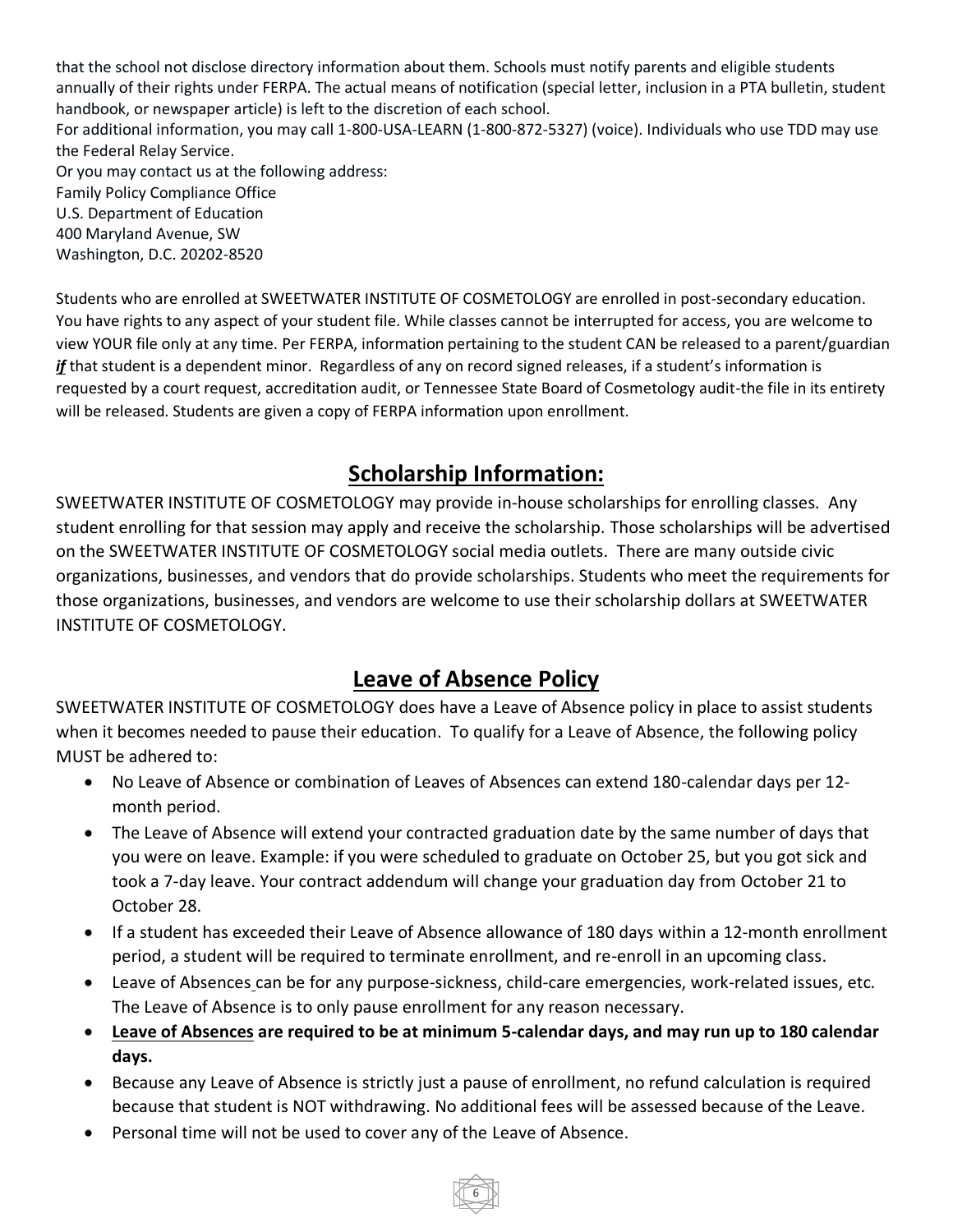that the school not disclose directory information about them. Schools must notify parents and eligible students annually of their rights under FERPA. The actual means of notification (special letter, inclusion in a PTA bulletin, student handbook, or newspaper article) is left to the discretion of each school.
For additional information, you may call 1-800-USA-LEARN (1-800-872-5327) (voice). Individuals who use TDD may use the Federal Relay Service.
Or you may contact us at the following address:
Family Policy Compliance Office
U.S. Department of Education
400 Maryland Avenue, SW
Washington, D.C. 20202-8520

Students who are enrolled at SWEETWATER INSTITUTE OF COSMETOLOGY are enrolled in post-secondary education. You have rights to any aspect of your student file. While classes cannot be interrupted for access, you are welcome to view YOUR file only at any time. Per FERPA, information pertaining to the student CAN be released to a parent/guardian ***if*** that student is a dependent minor. Regardless of any on record signed releases, if a student's information is requested by a court request, accreditation audit, or Tennessee State Board of Cosmetology audit-the file in its entirety will be released. Students are given a copy of FERPA information upon enrollment.

## Scholarship Information:

SWEETWATER INSTITUTE OF COSMETOLOGY may provide in-house scholarships for enrolling classes. Any student enrolling for that session may apply and receive the scholarship. Those scholarships will be advertised on the SWEETWATER INSTITUTE OF COSMETOLOGY social media outlets. There are many outside civic organizations, businesses, and vendors that do provide scholarships. Students who meet the requirements for those organizations, businesses, and vendors are welcome to use their scholarship dollars at SWEETWATER INSTITUTE OF COSMETOLOGY.

## Leave of Absence Policy

SWEETWATER INSTITUTE OF COSMETOLOGY does have a Leave of Absence policy in place to assist students when it becomes needed to pause their education. To qualify for a Leave of Absence, the following policy MUST be adhered to:

- No Leave of Absence or combination of Leaves of Absences can extend 180-calendar days per 12-month period.
- The Leave of Absence will extend your contracted graduation date by the same number of days that you were on leave. Example: if you were scheduled to graduate on October 25, but you got sick and took a 7-day leave. Your contract addendum will change your graduation day from October 21 to October 28.
- If a student has exceeded their Leave of Absence allowance of 180 days within a 12-month enrollment period, a student will be required to terminate enrollment, and re-enroll in an upcoming class.
- Leave of Absences can be for any purpose-sickness, child-care emergencies, work-related issues, etc. The Leave of Absence is to only pause enrollment for any reason necessary.
- **Leave of Absences are required to be at minimum 5-calendar days, and may run up to 180 calendar days.**
- Because any Leave of Absence is strictly just a pause of enrollment, no refund calculation is required because that student is NOT withdrawing. No additional fees will be assessed because of the Leave.
- Personal time will not be used to cover any of the Leave of Absence.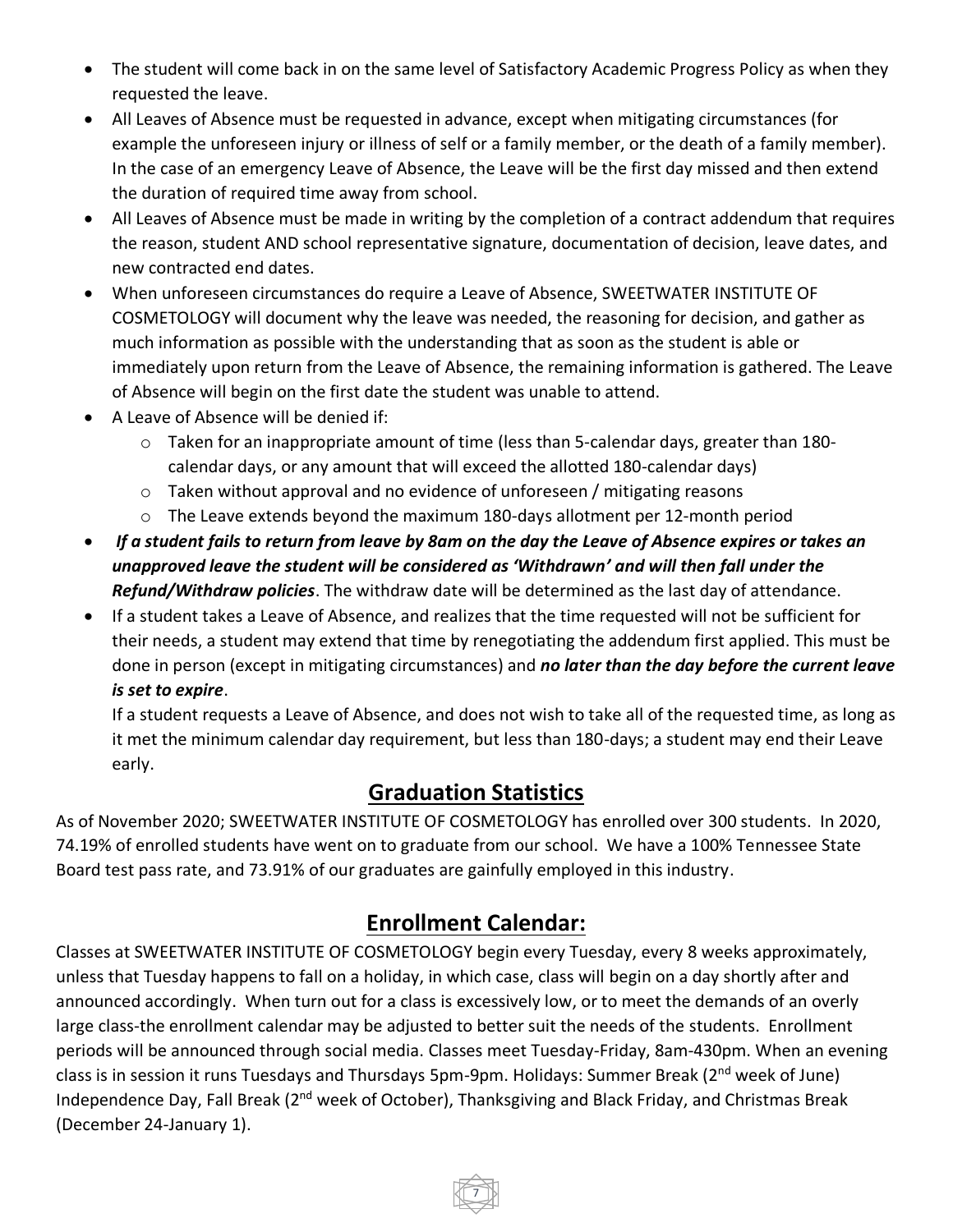- The student will come back in on the same level of Satisfactory Academic Progress Policy as when they requested the leave.
- All Leaves of Absence must be requested in advance, except when mitigating circumstances (for example the unforeseen injury or illness of self or a family member, or the death of a family member). In the case of an emergency Leave of Absence, the Leave will be the first day missed and then extend the duration of required time away from school.
- All Leaves of Absence must be made in writing by the completion of a contract addendum that requires the reason, student AND school representative signature, documentation of decision, leave dates, and new contracted end dates.
- When unforeseen circumstances do require a Leave of Absence, SWEETWATER INSTITUTE OF COSMETOLOGY will document why the leave was needed, the reasoning for decision, and gather as much information as possible with the understanding that as soon as the student is able or immediately upon return from the Leave of Absence, the remaining information is gathered. The Leave of Absence will begin on the first date the student was unable to attend.
- A Leave of Absence will be denied if:
  - Taken for an inappropriate amount of time (less than 5-calendar days, greater than 180-calendar days, or any amount that will exceed the allotted 180-calendar days)
  - Taken without approval and no evidence of unforeseen / mitigating reasons
  - The Leave extends beyond the maximum 180-days allotment per 12-month period
- ***If a student fails to return from leave by 8am on the day the Leave of Absence expires or takes an unapproved leave the student will be considered as 'Withdrawn' and will then fall under the Refund/Withdraw policies***. The withdraw date will be determined as the last day of attendance.
- If a student takes a Leave of Absence, and realizes that the time requested will not be sufficient for their needs, a student may extend that time by renegotiating the addendum first applied. This must be done in person (except in mitigating circumstances) and ***no later than the day before the current leave is set to expire***.

  If a student requests a Leave of Absence, and does not wish to take all of the requested time, as long as it met the minimum calendar day requirement, but less than 180-days; a student may end their Leave early.

## Graduation Statistics

As of November 2020; SWEETWATER INSTITUTE OF COSMETOLOGY has enrolled over 300 students. In 2020, 74.19% of enrolled students have went on to graduate from our school. We have a 100% Tennessee State Board test pass rate, and 73.91% of our graduates are gainfully employed in this industry.

## Enrollment Calendar:

Classes at SWEETWATER INSTITUTE OF COSMETOLOGY begin every Tuesday, every 8 weeks approximately, unless that Tuesday happens to fall on a holiday, in which case, class will begin on a day shortly after and announced accordingly. When turn out for a class is excessively low, or to meet the demands of an overly large class-the enrollment calendar may be adjusted to better suit the needs of the students. Enrollment periods will be announced through social media. Classes meet Tuesday-Friday, 8am-430pm. When an evening class is in session it runs Tuesdays and Thursdays 5pm-9pm. Holidays: Summer Break (2nd week of June) Independence Day, Fall Break (2nd week of October), Thanksgiving and Black Friday, and Christmas Break (December 24-January 1).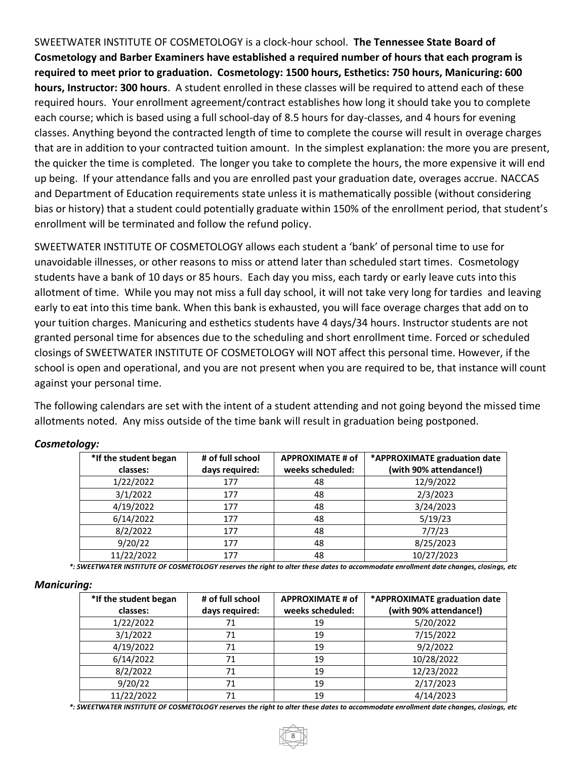SWEETWATER INSTITUTE OF COSMETOLOGY is a clock-hour school. **The Tennessee State Board of Cosmetology and Barber Examiners have established a required number of hours that each program is required to meet prior to graduation. Cosmetology: 1500 hours, Esthetics: 750 hours, Manicuring: 600 hours, Instructor: 300 hours**. A student enrolled in these classes will be required to attend each of these required hours. Your enrollment agreement/contract establishes how long it should take you to complete each course; which is based using a full school-day of 8.5 hours for day-classes, and 4 hours for evening classes. Anything beyond the contracted length of time to complete the course will result in overage charges that are in addition to your contracted tuition amount. In the simplest explanation: the more you are present, the quicker the time is completed. The longer you take to complete the hours, the more expensive it will end up being. If your attendance falls and you are enrolled past your graduation date, overages accrue. NACCAS and Department of Education requirements state unless it is mathematically possible (without considering bias or history) that a student could potentially graduate within 150% of the enrollment period, that student's enrollment will be terminated and follow the refund policy.

SWEETWATER INSTITUTE OF COSMETOLOGY allows each student a 'bank' of personal time to use for unavoidable illnesses, or other reasons to miss or attend later than scheduled start times. Cosmetology students have a bank of 10 days or 85 hours. Each day you miss, each tardy or early leave cuts into this allotment of time. While you may not miss a full day school, it will not take very long for tardies and leaving early to eat into this time bank. When this bank is exhausted, you will face overage charges that add on to your tuition charges. Manicuring and esthetics students have 4 days/34 hours. Instructor students are not granted personal time for absences due to the scheduling and short enrollment time. Forced or scheduled closings of SWEETWATER INSTITUTE OF COSMETOLOGY will NOT affect this personal time. However, if the school is open and operational, and you are not present when you are required to be, that instance will count against your personal time.

The following calendars are set with the intent of a student attending and not going beyond the missed time allotments noted. Any miss outside of the time bank will result in graduation being postponed.

***Cosmetology:***

| *If the student began classes: | # of full school days required: | APPROXIMATE # of weeks scheduled: | *APPROXIMATE graduation date (with 90% attendance!) |
|---|---|---|---|
| 1/22/2022 | 177 | 48 | 12/9/2022 |
| 3/1/2022 | 177 | 48 | 2/3/2023 |
| 4/19/2022 | 177 | 48 | 3/24/2023 |
| 6/14/2022 | 177 | 48 | 5/19/23 |
| 8/2/2022 | 177 | 48 | 7/7/23 |
| 9/20/22 | 177 | 48 | 8/25/2023 |
| 11/22/2022 | 177 | 48 | 10/27/2023 |

***\*: SWEETWATER INSTITUTE OF COSMETOLOGY reserves the right to alter these dates to accommodate enrollment date changes, closings, etc***

***Manicuring:***

| *If the student began classes: | # of full school days required: | APPROXIMATE # of weeks scheduled: | *APPROXIMATE graduation date (with 90% attendance!) |
|---|---|---|---|
| 1/22/2022 | 71 | 19 | 5/20/2022 |
| 3/1/2022 | 71 | 19 | 7/15/2022 |
| 4/19/2022 | 71 | 19 | 9/2/2022 |
| 6/14/2022 | 71 | 19 | 10/28/2022 |
| 8/2/2022 | 71 | 19 | 12/23/2022 |
| 9/20/22 | 71 | 19 | 2/17/2023 |
| 11/22/2022 | 71 | 19 | 4/14/2023 |

***\*: SWEETWATER INSTITUTE OF COSMETOLOGY reserves the right to alter these dates to accommodate enrollment date changes, closings, etc***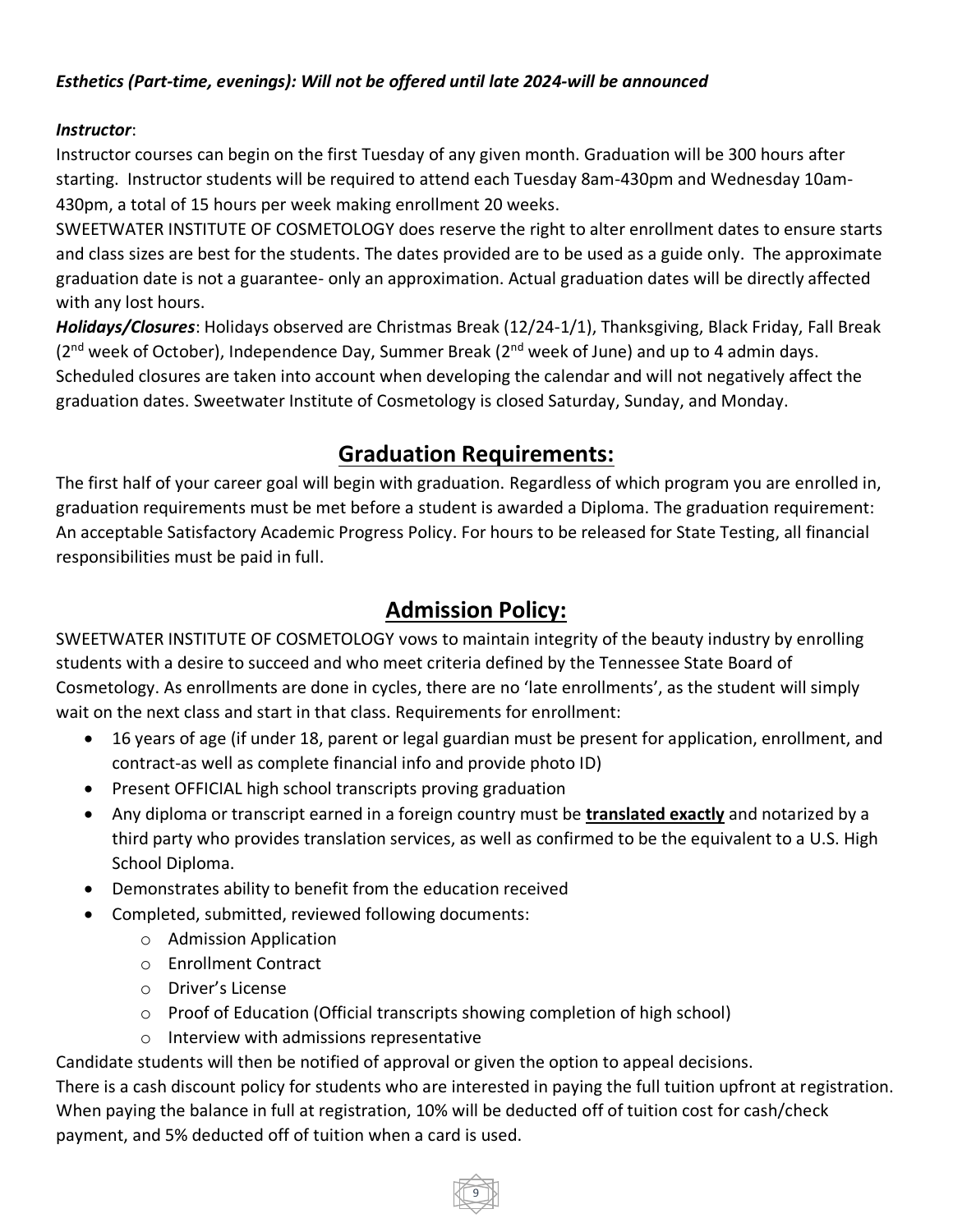***Esthetics (Part-time, evenings): Will not be offered until late 2024-will be announced***

***Instructor***:

Instructor courses can begin on the first Tuesday of any given month. Graduation will be 300 hours after starting. Instructor students will be required to attend each Tuesday 8am-430pm and Wednesday 10am-430pm, a total of 15 hours per week making enrollment 20 weeks.

SWEETWATER INSTITUTE OF COSMETOLOGY does reserve the right to alter enrollment dates to ensure starts and class sizes are best for the students. The dates provided are to be used as a guide only. The approximate graduation date is not a guarantee- only an approximation. Actual graduation dates will be directly affected with any lost hours.

***Holidays/Closures***: Holidays observed are Christmas Break (12/24-1/1), Thanksgiving, Black Friday, Fall Break (2nd week of October), Independence Day, Summer Break (2nd week of June) and up to 4 admin days. Scheduled closures are taken into account when developing the calendar and will not negatively affect the graduation dates. Sweetwater Institute of Cosmetology is closed Saturday, Sunday, and Monday.

## Graduation Requirements:

The first half of your career goal will begin with graduation. Regardless of which program you are enrolled in, graduation requirements must be met before a student is awarded a Diploma. The graduation requirement: An acceptable Satisfactory Academic Progress Policy. For hours to be released for State Testing, all financial responsibilities must be paid in full.

## Admission Policy:

SWEETWATER INSTITUTE OF COSMETOLOGY vows to maintain integrity of the beauty industry by enrolling students with a desire to succeed and who meet criteria defined by the Tennessee State Board of Cosmetology. As enrollments are done in cycles, there are no 'late enrollments', as the student will simply wait on the next class and start in that class. Requirements for enrollment:

- 16 years of age (if under 18, parent or legal guardian must be present for application, enrollment, and contract-as well as complete financial info and provide photo ID)
- Present OFFICIAL high school transcripts proving graduation
- Any diploma or transcript earned in a foreign country must be **translated exactly** and notarized by a third party who provides translation services, as well as confirmed to be the equivalent to a U.S. High School Diploma.
- Demonstrates ability to benefit from the education received
- Completed, submitted, reviewed following documents:
  - Admission Application
  - Enrollment Contract
  - Driver's License
  - Proof of Education (Official transcripts showing completion of high school)
  - Interview with admissions representative

Candidate students will then be notified of approval or given the option to appeal decisions.

There is a cash discount policy for students who are interested in paying the full tuition upfront at registration. When paying the balance in full at registration, 10% will be deducted off of tuition cost for cash/check payment, and 5% deducted off of tuition when a card is used.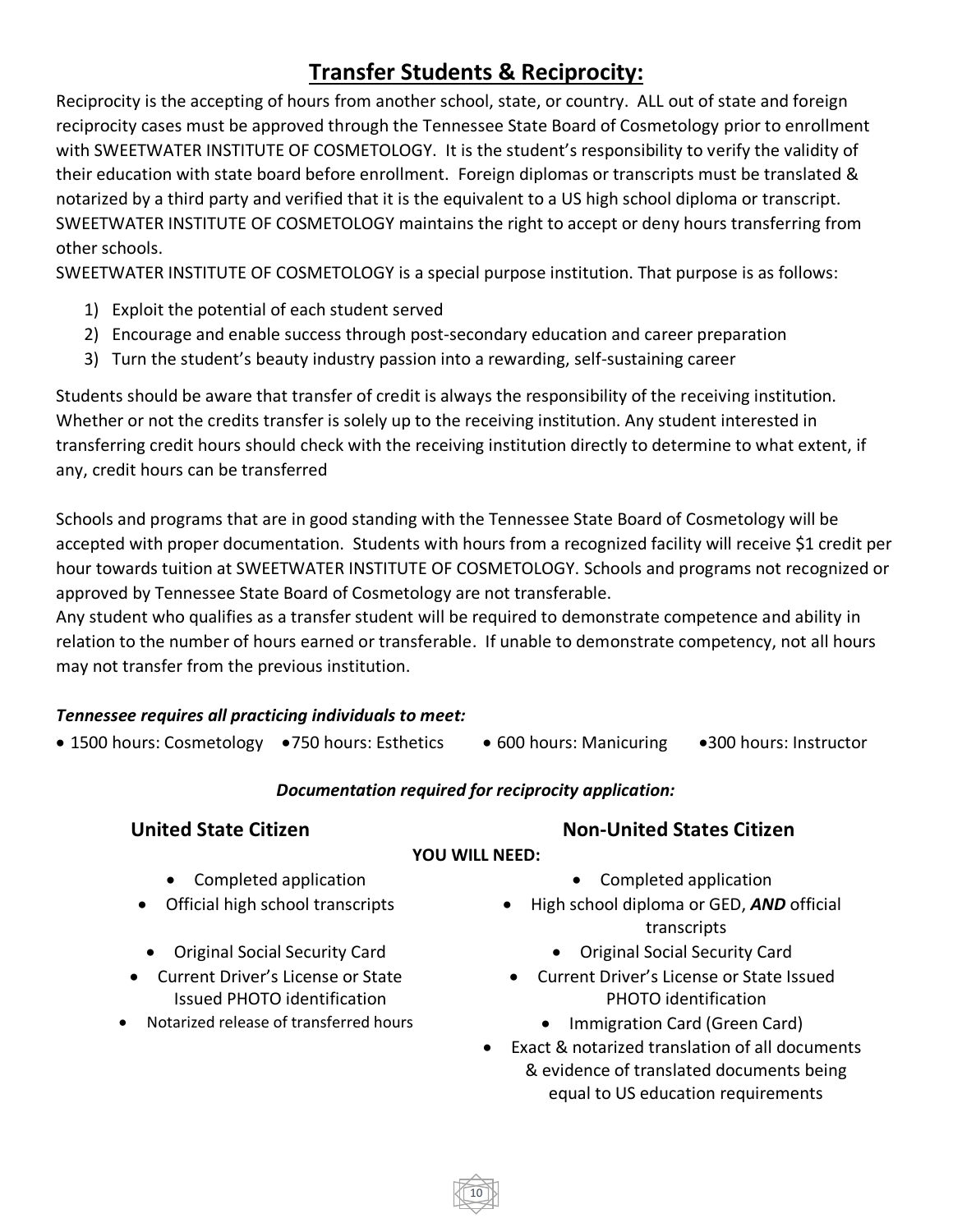# Transfer Students & Reciprocity:

Reciprocity is the accepting of hours from another school, state, or country. ALL out of state and foreign reciprocity cases must be approved through the Tennessee State Board of Cosmetology prior to enrollment with SWEETWATER INSTITUTE OF COSMETOLOGY. It is the student's responsibility to verify the validity of their education with state board before enrollment. Foreign diplomas or transcripts must be translated & notarized by a third party and verified that it is the equivalent to a US high school diploma or transcript. SWEETWATER INSTITUTE OF COSMETOLOGY maintains the right to accept or deny hours transferring from other schools.

SWEETWATER INSTITUTE OF COSMETOLOGY is a special purpose institution. That purpose is as follows:

1) Exploit the potential of each student served
2) Encourage and enable success through post-secondary education and career preparation
3) Turn the student's beauty industry passion into a rewarding, self-sustaining career

Students should be aware that transfer of credit is always the responsibility of the receiving institution. Whether or not the credits transfer is solely up to the receiving institution. Any student interested in transferring credit hours should check with the receiving institution directly to determine to what extent, if any, credit hours can be transferred

Schools and programs that are in good standing with the Tennessee State Board of Cosmetology will be accepted with proper documentation. Students with hours from a recognized facility will receive $1 credit per hour towards tuition at SWEETWATER INSTITUTE OF COSMETOLOGY. Schools and programs not recognized or approved by Tennessee State Board of Cosmetology are not transferable.

Any student who qualifies as a transfer student will be required to demonstrate competence and ability in relation to the number of hours earned or transferable. If unable to demonstrate competency, not all hours may not transfer from the previous institution.

***Tennessee requires all practicing individuals to meet:***

- 1500 hours: Cosmetology
- 750 hours: Esthetics
- 600 hours: Manicuring
- 300 hours: Instructor

***Documentation required for reciprocity application:***

**YOU WILL NEED:**

### United State Citizen

- Completed application
- Official high school transcripts
- Original Social Security Card
- Current Driver's License or State Issued PHOTO identification
- Notarized release of transferred hours

### Non-United States Citizen

- Completed application
- High school diploma or GED, ***AND*** official transcripts
- Original Social Security Card
- Current Driver's License or State Issued PHOTO identification
- Immigration Card (Green Card)
- Exact & notarized translation of all documents & evidence of translated documents being equal to US education requirements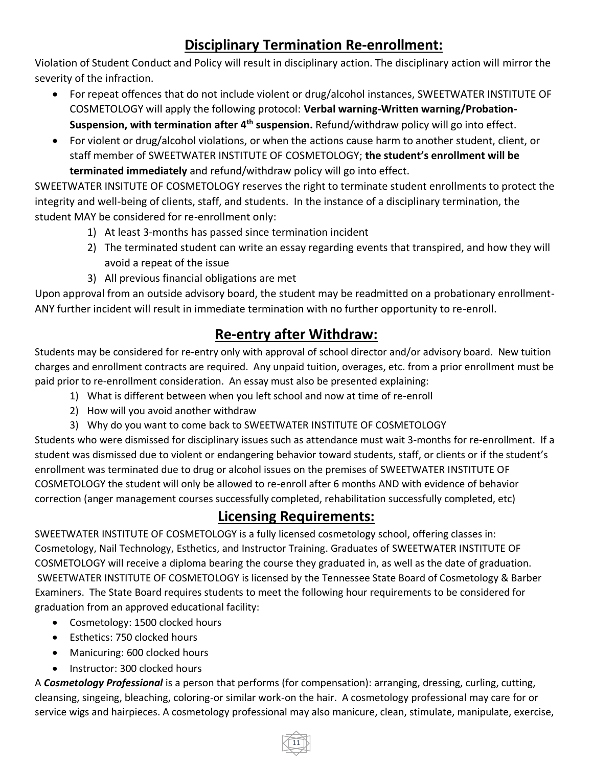## Disciplinary Termination Re-enrollment:

Violation of Student Conduct and Policy will result in disciplinary action. The disciplinary action will mirror the severity of the infraction.

- For repeat offences that do not include violent or drug/alcohol instances, SWEETWATER INSTITUTE OF COSMETOLOGY will apply the following protocol: **Verbal warning-Written warning/Probation-Suspension, with termination after 4th suspension.** Refund/withdraw policy will go into effect.
- For violent or drug/alcohol violations, or when the actions cause harm to another student, client, or staff member of SWEETWATER INSTITUTE OF COSMETOLOGY; **the student's enrollment will be terminated immediately** and refund/withdraw policy will go into effect.

SWEETWATER INSITUTE OF COSMETOLOGY reserves the right to terminate student enrollments to protect the integrity and well-being of clients, staff, and students. In the instance of a disciplinary termination, the student MAY be considered for re-enrollment only:

1) At least 3-months has passed since termination incident
2) The terminated student can write an essay regarding events that transpired, and how they will avoid a repeat of the issue
3) All previous financial obligations are met

Upon approval from an outside advisory board, the student may be readmitted on a probationary enrollment-ANY further incident will result in immediate termination with no further opportunity to re-enroll.

## Re-entry after Withdraw:

Students may be considered for re-entry only with approval of school director and/or advisory board. New tuition charges and enrollment contracts are required. Any unpaid tuition, overages, etc. from a prior enrollment must be paid prior to re-enrollment consideration. An essay must also be presented explaining:

1) What is different between when you left school and now at time of re-enroll
2) How will you avoid another withdraw
3) Why do you want to come back to SWEETWATER INSTITUTE OF COSMETOLOGY

Students who were dismissed for disciplinary issues such as attendance must wait 3-months for re-enrollment. If a student was dismissed due to violent or endangering behavior toward students, staff, or clients or if the student's enrollment was terminated due to drug or alcohol issues on the premises of SWEETWATER INSTITUTE OF COSMETOLOGY the student will only be allowed to re-enroll after 6 months AND with evidence of behavior correction (anger management courses successfully completed, rehabilitation successfully completed, etc)

## Licensing Requirements:

SWEETWATER INSTITUTE OF COSMETOLOGY is a fully licensed cosmetology school, offering classes in: Cosmetology, Nail Technology, Esthetics, and Instructor Training. Graduates of SWEETWATER INSTITUTE OF COSMETOLOGY will receive a diploma bearing the course they graduated in, as well as the date of graduation. SWEETWATER INSTITUTE OF COSMETOLOGY is licensed by the Tennessee State Board of Cosmetology & Barber Examiners. The State Board requires students to meet the following hour requirements to be considered for graduation from an approved educational facility:

- Cosmetology: 1500 clocked hours
- Esthetics: 750 clocked hours
- Manicuring: 600 clocked hours
- Instructor: 300 clocked hours

A ***Cosmetology Professional*** is a person that performs (for compensation): arranging, dressing, curling, cutting, cleansing, singeing, bleaching, coloring-or similar work-on the hair. A cosmetology professional may care for or service wigs and hairpieces. A cosmetology professional may also manicure, clean, stimulate, manipulate, exercise,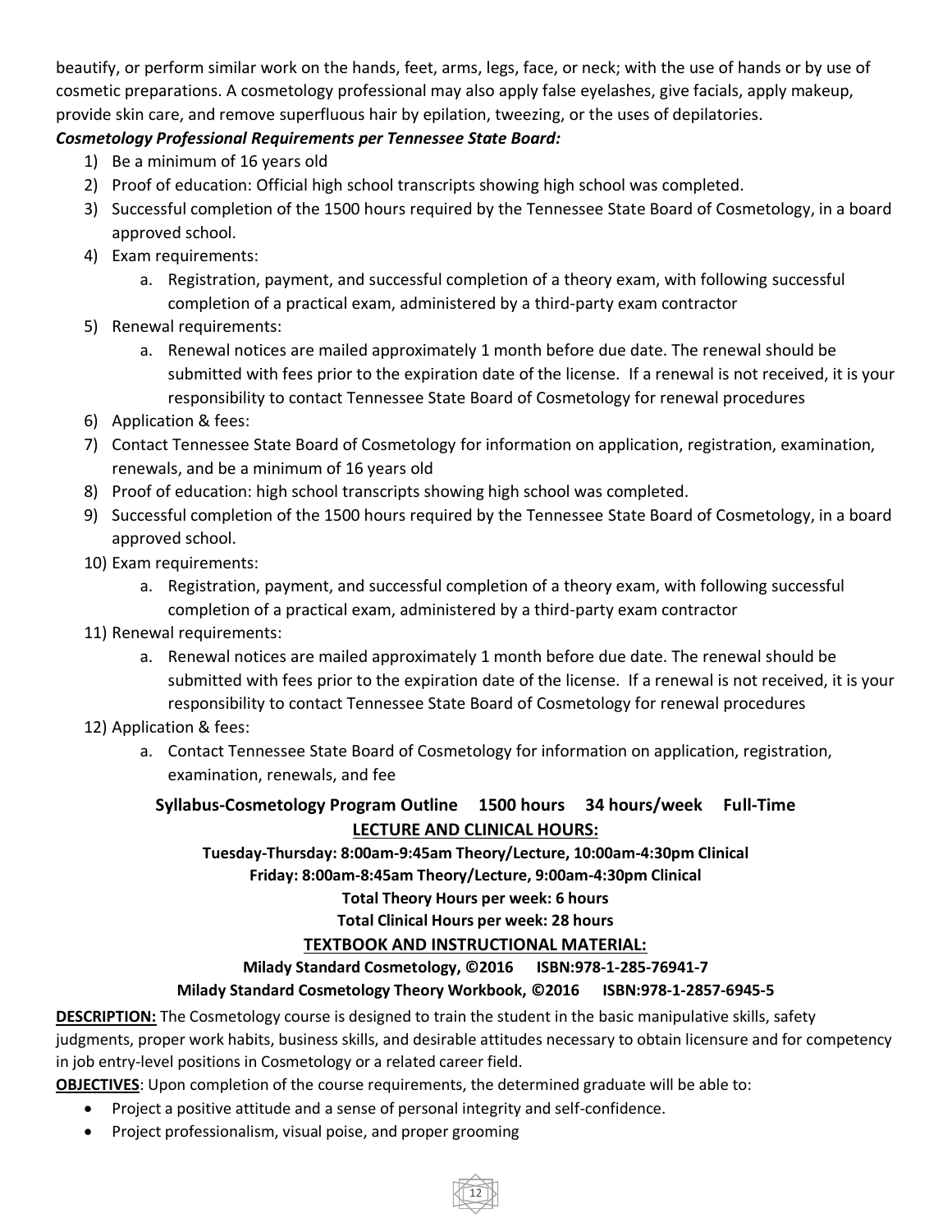beautify, or perform similar work on the hands, feet, arms, legs, face, or neck; with the use of hands or by use of cosmetic preparations. A cosmetology professional may also apply false eyelashes, give facials, apply makeup, provide skin care, and remove superfluous hair by epilation, tweezing, or the uses of depilatories.

***Cosmetology Professional Requirements per Tennessee State Board:***

1) Be a minimum of 16 years old
2) Proof of education: Official high school transcripts showing high school was completed.
3) Successful completion of the 1500 hours required by the Tennessee State Board of Cosmetology, in a board approved school.
4) Exam requirements:
   a. Registration, payment, and successful completion of a theory exam, with following successful completion of a practical exam, administered by a third-party exam contractor
5) Renewal requirements:
   a. Renewal notices are mailed approximately 1 month before due date. The renewal should be submitted with fees prior to the expiration date of the license. If a renewal is not received, it is your responsibility to contact Tennessee State Board of Cosmetology for renewal procedures
6) Application & fees:
7) Contact Tennessee State Board of Cosmetology for information on application, registration, examination, renewals, and be a minimum of 16 years old
8) Proof of education: high school transcripts showing high school was completed.
9) Successful completion of the 1500 hours required by the Tennessee State Board of Cosmetology, in a board approved school.
10) Exam requirements:
    a. Registration, payment, and successful completion of a theory exam, with following successful completion of a practical exam, administered by a third-party exam contractor
11) Renewal requirements:
    a. Renewal notices are mailed approximately 1 month before due date. The renewal should be submitted with fees prior to the expiration date of the license. If a renewal is not received, it is your responsibility to contact Tennessee State Board of Cosmetology for renewal procedures
12) Application & fees:
    a. Contact Tennessee State Board of Cosmetology for information on application, registration, examination, renewals, and fee

**Syllabus-Cosmetology Program Outline 1500 hours 34 hours/week Full-Time**

**LECTURE AND CLINICAL HOURS:**

**Tuesday-Thursday: 8:00am-9:45am Theory/Lecture, 10:00am-4:30pm Clinical**

**Friday: 8:00am-8:45am Theory/Lecture, 9:00am-4:30pm Clinical**

**Total Theory Hours per week: 6 hours**

**Total Clinical Hours per week: 28 hours**

**TEXTBOOK AND INSTRUCTIONAL MATERIAL:**

**Milady Standard Cosmetology, ©2016 ISBN:978-1-285-76941-7**

**Milady Standard Cosmetology Theory Workbook, ©2016 ISBN:978-1-2857-6945-5**

**DESCRIPTION:** The Cosmetology course is designed to train the student in the basic manipulative skills, safety judgments, proper work habits, business skills, and desirable attitudes necessary to obtain licensure and for competency in job entry-level positions in Cosmetology or a related career field.

**OBJECTIVES**: Upon completion of the course requirements, the determined graduate will be able to:

- Project a positive attitude and a sense of personal integrity and self-confidence.
- Project professionalism, visual poise, and proper grooming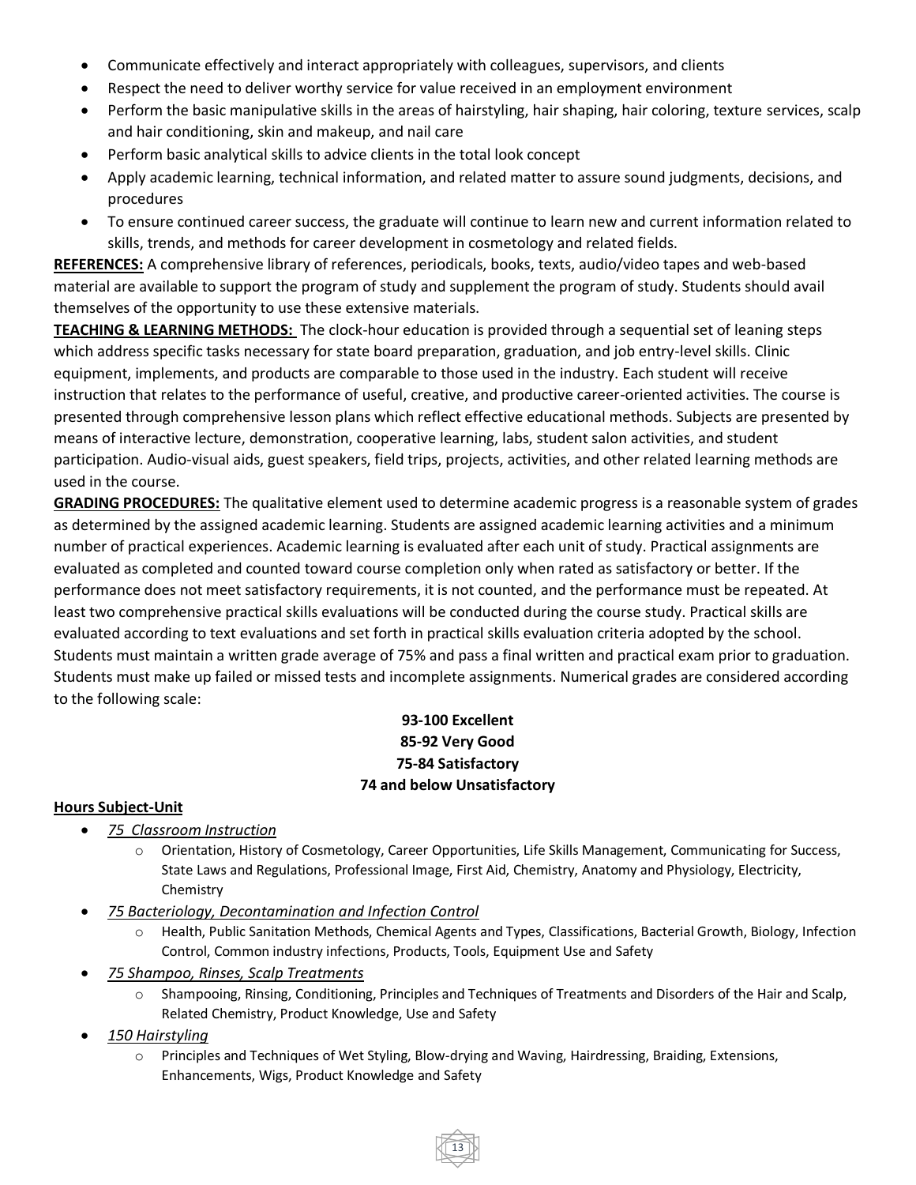- Communicate effectively and interact appropriately with colleagues, supervisors, and clients
- Respect the need to deliver worthy service for value received in an employment environment
- Perform the basic manipulative skills in the areas of hairstyling, hair shaping, hair coloring, texture services, scalp and hair conditioning, skin and makeup, and nail care
- Perform basic analytical skills to advice clients in the total look concept
- Apply academic learning, technical information, and related matter to assure sound judgments, decisions, and procedures
- To ensure continued career success, the graduate will continue to learn new and current information related to skills, trends, and methods for career development in cosmetology and related fields.

**REFERENCES:** A comprehensive library of references, periodicals, books, texts, audio/video tapes and web-based material are available to support the program of study and supplement the program of study. Students should avail themselves of the opportunity to use these extensive materials.

**TEACHING & LEARNING METHODS:** The clock-hour education is provided through a sequential set of leaning steps which address specific tasks necessary for state board preparation, graduation, and job entry-level skills. Clinic equipment, implements, and products are comparable to those used in the industry. Each student will receive instruction that relates to the performance of useful, creative, and productive career-oriented activities. The course is presented through comprehensive lesson plans which reflect effective educational methods. Subjects are presented by means of interactive lecture, demonstration, cooperative learning, labs, student salon activities, and student participation. Audio-visual aids, guest speakers, field trips, projects, activities, and other related learning methods are used in the course.

**GRADING PROCEDURES:** The qualitative element used to determine academic progress is a reasonable system of grades as determined by the assigned academic learning. Students are assigned academic learning activities and a minimum number of practical experiences. Academic learning is evaluated after each unit of study. Practical assignments are evaluated as completed and counted toward course completion only when rated as satisfactory or better. If the performance does not meet satisfactory requirements, it is not counted, and the performance must be repeated. At least two comprehensive practical skills evaluations will be conducted during the course study. Practical skills are evaluated according to text evaluations and set forth in practical skills evaluation criteria adopted by the school. Students must maintain a written grade average of 75% and pass a final written and practical exam prior to graduation. Students must make up failed or missed tests and incomplete assignments. Numerical grades are considered according to the following scale:

**93-100 Excellent**
**85-92 Very Good**
**75-84 Satisfactory**
**74 and below Unsatisfactory**

**Hours Subject-Unit**

- *75 Classroom Instruction*
  - Orientation, History of Cosmetology, Career Opportunities, Life Skills Management, Communicating for Success, State Laws and Regulations, Professional Image, First Aid, Chemistry, Anatomy and Physiology, Electricity, Chemistry
- *75 Bacteriology, Decontamination and Infection Control*
  - Health, Public Sanitation Methods, Chemical Agents and Types, Classifications, Bacterial Growth, Biology, Infection Control, Common industry infections, Products, Tools, Equipment Use and Safety
- *75 Shampoo, Rinses, Scalp Treatments*
  - Shampooing, Rinsing, Conditioning, Principles and Techniques of Treatments and Disorders of the Hair and Scalp, Related Chemistry, Product Knowledge, Use and Safety
- *150 Hairstyling*
  - Principles and Techniques of Wet Styling, Blow-drying and Waving, Hairdressing, Braiding, Extensions, Enhancements, Wigs, Product Knowledge and Safety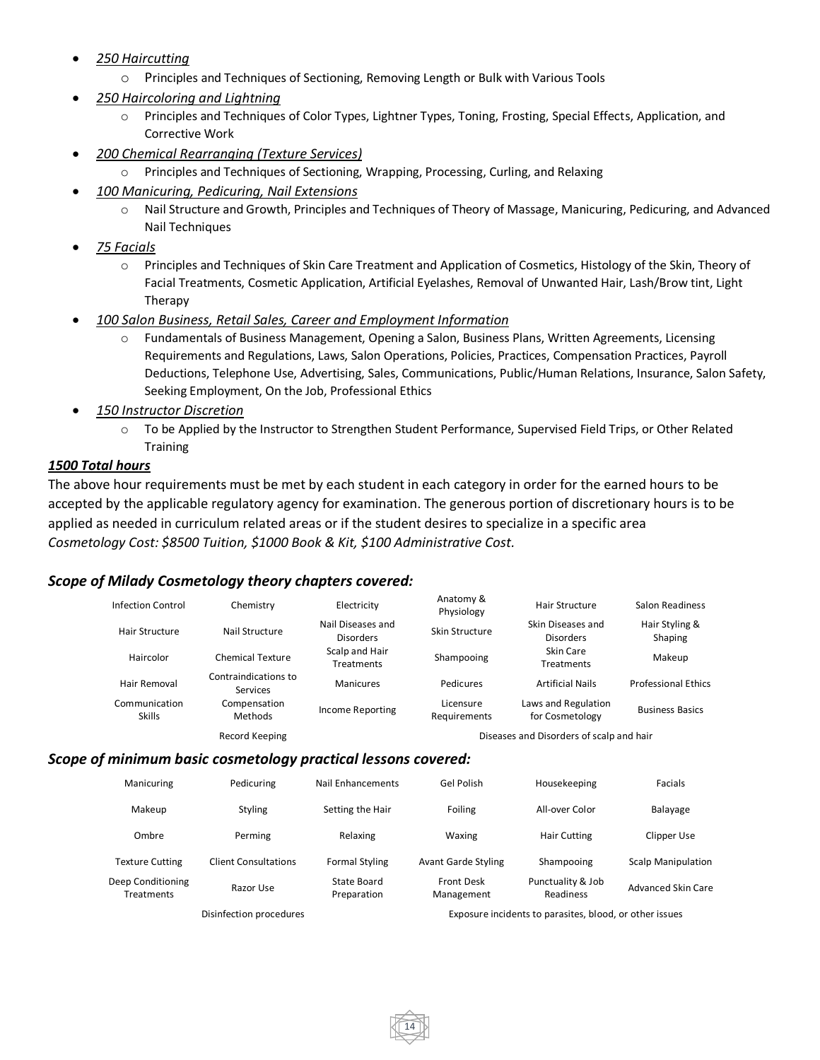- *250 Haircutting*
    - Principles and Techniques of Sectioning, Removing Length or Bulk with Various Tools
- *250 Haircoloring and Lightning*
    - Principles and Techniques of Color Types, Lightner Types, Toning, Frosting, Special Effects, Application, and Corrective Work
- *200 Chemical Rearranging (Texture Services)*
    - Principles and Techniques of Sectioning, Wrapping, Processing, Curling, and Relaxing
- *100 Manicuring, Pedicuring, Nail Extensions*
    - Nail Structure and Growth, Principles and Techniques of Theory of Massage, Manicuring, Pedicuring, and Advanced Nail Techniques
- *75 Facials*
    - Principles and Techniques of Skin Care Treatment and Application of Cosmetics, Histology of the Skin, Theory of Facial Treatments, Cosmetic Application, Artificial Eyelashes, Removal of Unwanted Hair, Lash/Brow tint, Light Therapy
- *100 Salon Business, Retail Sales, Career and Employment Information*
    - Fundamentals of Business Management, Opening a Salon, Business Plans, Written Agreements, Licensing Requirements and Regulations, Laws, Salon Operations, Policies, Practices, Compensation Practices, Payroll Deductions, Telephone Use, Advertising, Sales, Communications, Public/Human Relations, Insurance, Salon Safety, Seeking Employment, On the Job, Professional Ethics
- *150 Instructor Discretion*
    - To be Applied by the Instructor to Strengthen Student Performance, Supervised Field Trips, or Other Related Training

***1500 Total hours***

The above hour requirements must be met by each student in each category in order for the earned hours to be accepted by the applicable regulatory agency for examination. The generous portion of discretionary hours is to be applied as needed in curriculum related areas or if the student desires to specialize in a specific area
*Cosmetology Cost: $8500 Tuition, $1000 Book & Kit, $100 Administrative Cost.*

### *Scope of Milady Cosmetology theory chapters covered:*

| | | | | | |
|---|---|---|---|---|---|
| Infection Control | Chemistry | Electricity | Anatomy & Physiology | Hair Structure | Salon Readiness |
| Hair Structure | Nail Structure | Nail Diseases and Disorders | Skin Structure | Skin Diseases and Disorders | Hair Styling & Shaping |
| Haircolor | Chemical Texture | Scalp and Hair Treatments | Shampooing | Skin Care Treatments | Makeup |
| Hair Removal | Contraindications to Services | Manicures | Pedicures | Artificial Nails | Professional Ethics |
| Communication Skills | Compensation Methods | Income Reporting | Licensure Requirements | Laws and Regulation for Cosmetology | Business Basics |
| | Record Keeping | | | Diseases and Disorders of scalp and hair | |

### *Scope of minimum basic cosmetology practical lessons covered:*

| | | | | | |
|---|---|---|---|---|---|
| Manicuring | Pedicuring | Nail Enhancements | Gel Polish | Housekeeping | Facials |
| Makeup | Styling | Setting the Hair | Foiling | All-over Color | Balayage |
| Ombre | Perming | Relaxing | Waxing | Hair Cutting | Clipper Use |
| Texture Cutting | Client Consultations | Formal Styling | Avant Garde Styling | Shampooing | Scalp Manipulation |
| Deep Conditioning Treatments | Razor Use | State Board Preparation | Front Desk Management | Punctuality & Job Readiness | Advanced Skin Care |
| | Disinfection procedures | | | Exposure incidents to parasites, blood, or other issues | |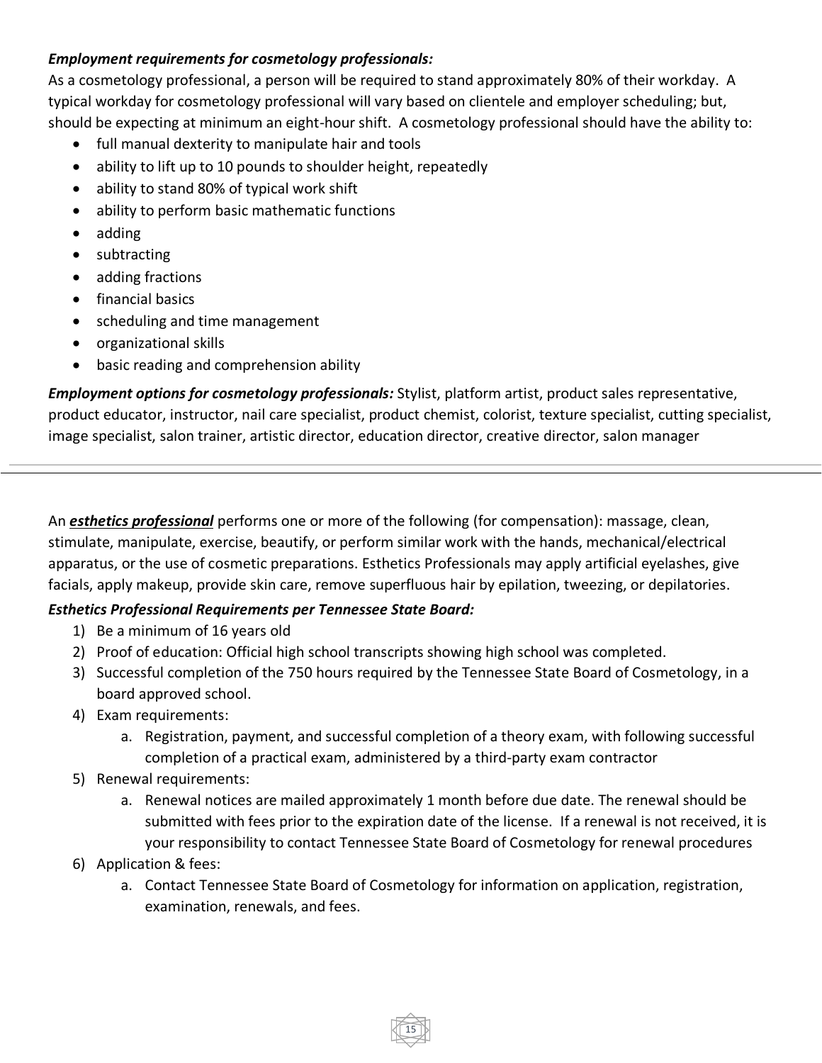***Employment requirements for cosmetology professionals:***
As a cosmetology professional, a person will be required to stand approximately 80% of their workday. A typical workday for cosmetology professional will vary based on clientele and employer scheduling; but, should be expecting at minimum an eight-hour shift. A cosmetology professional should have the ability to:

- full manual dexterity to manipulate hair and tools
- ability to lift up to 10 pounds to shoulder height, repeatedly
- ability to stand 80% of typical work shift
- ability to perform basic mathematic functions
- adding
- subtracting
- adding fractions
- financial basics
- scheduling and time management
- organizational skills
- basic reading and comprehension ability

***Employment options for cosmetology professionals:*** Stylist, platform artist, product sales representative, product educator, instructor, nail care specialist, product chemist, colorist, texture specialist, cutting specialist, image specialist, salon trainer, artistic director, education director, creative director, salon manager

---

An ***esthetics professional*** performs one or more of the following (for compensation): massage, clean, stimulate, manipulate, exercise, beautify, or perform similar work with the hands, mechanical/electrical apparatus, or the use of cosmetic preparations. Esthetics Professionals may apply artificial eyelashes, give facials, apply makeup, provide skin care, remove superfluous hair by epilation, tweezing, or depilatories.

***Esthetics Professional Requirements per Tennessee State Board:***

1) Be a minimum of 16 years old
2) Proof of education: Official high school transcripts showing high school was completed.
3) Successful completion of the 750 hours required by the Tennessee State Board of Cosmetology, in a board approved school.
4) Exam requirements:
    a. Registration, payment, and successful completion of a theory exam, with following successful completion of a practical exam, administered by a third-party exam contractor
5) Renewal requirements:
    a. Renewal notices are mailed approximately 1 month before due date. The renewal should be submitted with fees prior to the expiration date of the license. If a renewal is not received, it is your responsibility to contact Tennessee State Board of Cosmetology for renewal procedures
6) Application & fees:
    a. Contact Tennessee State Board of Cosmetology for information on application, registration, examination, renewals, and fees.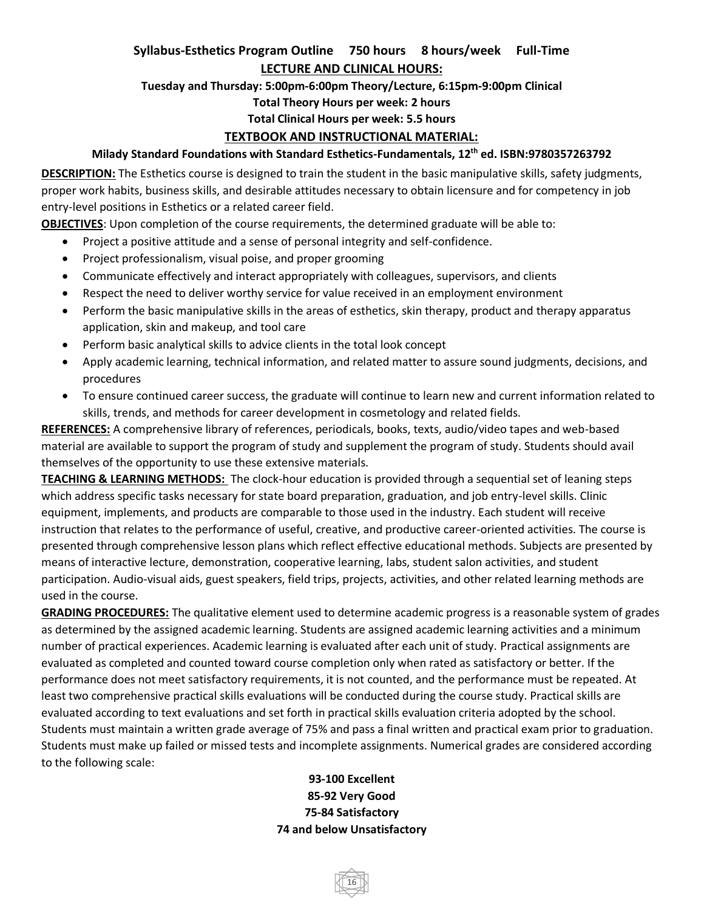**Syllabus-Esthetics Program Outline 750 hours 8 hours/week Full-Time**

**LECTURE AND CLINICAL HOURS:**

**Tuesday and Thursday: 5:00pm-6:00pm Theory/Lecture, 6:15pm-9:00pm Clinical**

**Total Theory Hours per week: 2 hours**

**Total Clinical Hours per week: 5.5 hours**

**TEXTBOOK AND INSTRUCTIONAL MATERIAL:**

**Milady Standard Foundations with Standard Esthetics-Fundamentals, 12th ed. ISBN:9780357263792**

**DESCRIPTION:** The Esthetics course is designed to train the student in the basic manipulative skills, safety judgments, proper work habits, business skills, and desirable attitudes necessary to obtain licensure and for competency in job entry-level positions in Esthetics or a related career field.

**OBJECTIVES**: Upon completion of the course requirements, the determined graduate will be able to:

- Project a positive attitude and a sense of personal integrity and self-confidence.
- Project professionalism, visual poise, and proper grooming
- Communicate effectively and interact appropriately with colleagues, supervisors, and clients
- Respect the need to deliver worthy service for value received in an employment environment
- Perform the basic manipulative skills in the areas of esthetics, skin therapy, product and therapy apparatus application, skin and makeup, and tool care
- Perform basic analytical skills to advice clients in the total look concept
- Apply academic learning, technical information, and related matter to assure sound judgments, decisions, and procedures
- To ensure continued career success, the graduate will continue to learn new and current information related to skills, trends, and methods for career development in cosmetology and related fields.

**REFERENCES:** A comprehensive library of references, periodicals, books, texts, audio/video tapes and web-based material are available to support the program of study and supplement the program of study. Students should avail themselves of the opportunity to use these extensive materials.

**TEACHING & LEARNING METHODS:** The clock-hour education is provided through a sequential set of leaning steps which address specific tasks necessary for state board preparation, graduation, and job entry-level skills. Clinic equipment, implements, and products are comparable to those used in the industry. Each student will receive instruction that relates to the performance of useful, creative, and productive career-oriented activities. The course is presented through comprehensive lesson plans which reflect effective educational methods. Subjects are presented by means of interactive lecture, demonstration, cooperative learning, labs, student salon activities, and student participation. Audio-visual aids, guest speakers, field trips, projects, activities, and other related learning methods are used in the course.

**GRADING PROCEDURES:** The qualitative element used to determine academic progress is a reasonable system of grades as determined by the assigned academic learning. Students are assigned academic learning activities and a minimum number of practical experiences. Academic learning is evaluated after each unit of study. Practical assignments are evaluated as completed and counted toward course completion only when rated as satisfactory or better. If the performance does not meet satisfactory requirements, it is not counted, and the performance must be repeated. At least two comprehensive practical skills evaluations will be conducted during the course study. Practical skills are evaluated according to text evaluations and set forth in practical skills evaluation criteria adopted by the school. Students must maintain a written grade average of 75% and pass a final written and practical exam prior to graduation. Students must make up failed or missed tests and incomplete assignments. Numerical grades are considered according to the following scale:

**93-100 Excellent**
**85-92 Very Good**
**75-84 Satisfactory**
**74 and below Unsatisfactory**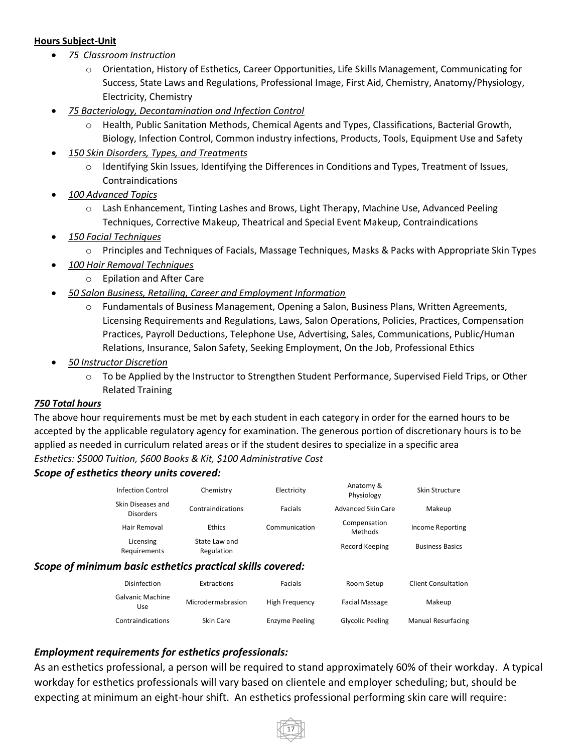**Hours Subject-Unit**

- *75 Classroom Instruction*
  - Orientation, History of Esthetics, Career Opportunities, Life Skills Management, Communicating for Success, State Laws and Regulations, Professional Image, First Aid, Chemistry, Anatomy/Physiology, Electricity, Chemistry
- *75 Bacteriology, Decontamination and Infection Control*
  - Health, Public Sanitation Methods, Chemical Agents and Types, Classifications, Bacterial Growth, Biology, Infection Control, Common industry infections, Products, Tools, Equipment Use and Safety
- *150 Skin Disorders, Types, and Treatments*
  - Identifying Skin Issues, Identifying the Differences in Conditions and Types, Treatment of Issues, Contraindications
- *100 Advanced Topics*
  - Lash Enhancement, Tinting Lashes and Brows, Light Therapy, Machine Use, Advanced Peeling Techniques, Corrective Makeup, Theatrical and Special Event Makeup, Contraindications
- *150 Facial Techniques*
  - Principles and Techniques of Facials, Massage Techniques, Masks & Packs with Appropriate Skin Types
- *100 Hair Removal Techniques*
  - Epilation and After Care
- *50 Salon Business, Retailing, Career and Employment Information*
  - Fundamentals of Business Management, Opening a Salon, Business Plans, Written Agreements, Licensing Requirements and Regulations, Laws, Salon Operations, Policies, Practices, Compensation Practices, Payroll Deductions, Telephone Use, Advertising, Sales, Communications, Public/Human Relations, Insurance, Salon Safety, Seeking Employment, On the Job, Professional Ethics
- *50 Instructor Discretion*
  - To be Applied by the Instructor to Strengthen Student Performance, Supervised Field Trips, or Other Related Training

***750 Total hours***

The above hour requirements must be met by each student in each category in order for the earned hours to be accepted by the applicable regulatory agency for examination. The generous portion of discretionary hours is to be applied as needed in curriculum related areas or if the student desires to specialize in a specific area

*Esthetics: $5000 Tuition, $600 Books & Kit, $100 Administrative Cost*

### *Scope of esthetics theory units covered:*

| | | | | |
|---|---|---|---|---|
| Infection Control | Chemistry | Electricity | Anatomy & Physiology | Skin Structure |
| Skin Diseases and Disorders | Contraindications | Facials | Advanced Skin Care | Makeup |
| Hair Removal | Ethics | Communication | Compensation Methods | Income Reporting |
| Licensing Requirements | State Law and Regulation | | Record Keeping | Business Basics |

### *Scope of minimum basic esthetics practical skills covered:*

| | | | | |
|---|---|---|---|---|
| Disinfection | Extractions | Facials | Room Setup | Client Consultation |
| Galvanic Machine Use | Microdermabrasion | High Frequency | Facial Massage | Makeup |
| Contraindications | Skin Care | Enzyme Peeling | Glycolic Peeling | Manual Resurfacing |

### *Employment requirements for esthetics professionals:*

As an esthetics professional, a person will be required to stand approximately 60% of their workday. A typical workday for esthetics professionals will vary based on clientele and employer scheduling; but, should be expecting at minimum an eight-hour shift. An esthetics professional performing skin care will require: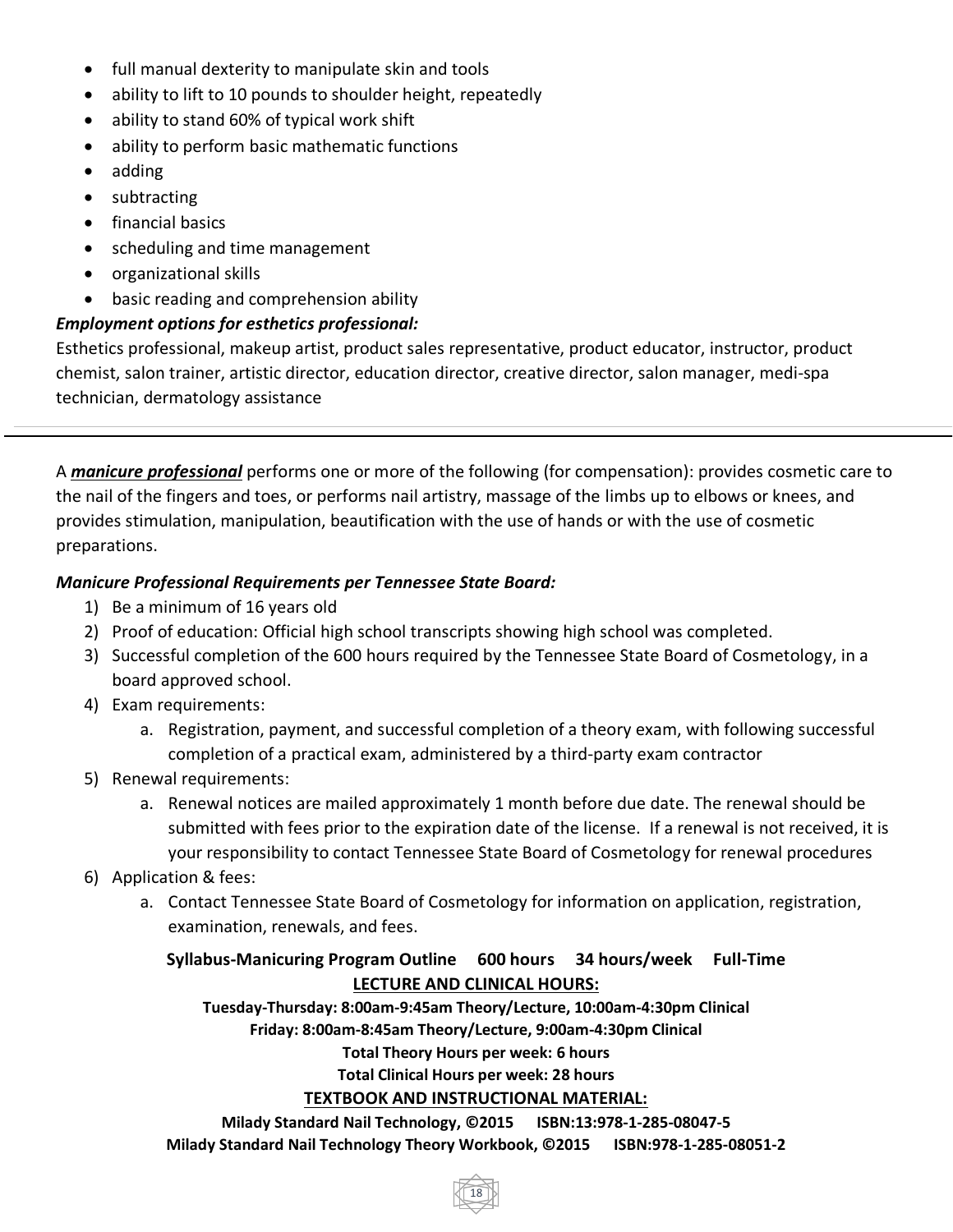- full manual dexterity to manipulate skin and tools
- ability to lift to 10 pounds to shoulder height, repeatedly
- ability to stand 60% of typical work shift
- ability to perform basic mathematic functions
- adding
- subtracting
- financial basics
- scheduling and time management
- organizational skills
- basic reading and comprehension ability

***Employment options for esthetics professional:***

Esthetics professional, makeup artist, product sales representative, product educator, instructor, product chemist, salon trainer, artistic director, education director, creative director, salon manager, medi-spa technician, dermatology assistance

---

A ***manicure professional*** performs one or more of the following (for compensation): provides cosmetic care to the nail of the fingers and toes, or performs nail artistry, massage of the limbs up to elbows or knees, and provides stimulation, manipulation, beautification with the use of hands or with the use of cosmetic preparations.

***Manicure Professional Requirements per Tennessee State Board:***

1) Be a minimum of 16 years old
2) Proof of education: Official high school transcripts showing high school was completed.
3) Successful completion of the 600 hours required by the Tennessee State Board of Cosmetology, in a board approved school.
4) Exam requirements:
    a. Registration, payment, and successful completion of a theory exam, with following successful completion of a practical exam, administered by a third-party exam contractor
5) Renewal requirements:
    a. Renewal notices are mailed approximately 1 month before due date. The renewal should be submitted with fees prior to the expiration date of the license. If a renewal is not received, it is your responsibility to contact Tennessee State Board of Cosmetology for renewal procedures
6) Application & fees:
    a. Contact Tennessee State Board of Cosmetology for information on application, registration, examination, renewals, and fees.

**Syllabus-Manicuring Program Outline 600 hours 34 hours/week Full-Time**

**LECTURE AND CLINICAL HOURS:**

**Tuesday-Thursday: 8:00am-9:45am Theory/Lecture, 10:00am-4:30pm Clinical**

**Friday: 8:00am-8:45am Theory/Lecture, 9:00am-4:30pm Clinical**

**Total Theory Hours per week: 6 hours**

**Total Clinical Hours per week: 28 hours**

**TEXTBOOK AND INSTRUCTIONAL MATERIAL:**

**Milady Standard Nail Technology, ©2015 ISBN:13:978-1-285-08047-5**

**Milady Standard Nail Technology Theory Workbook, ©2015 ISBN:978-1-285-08051-2**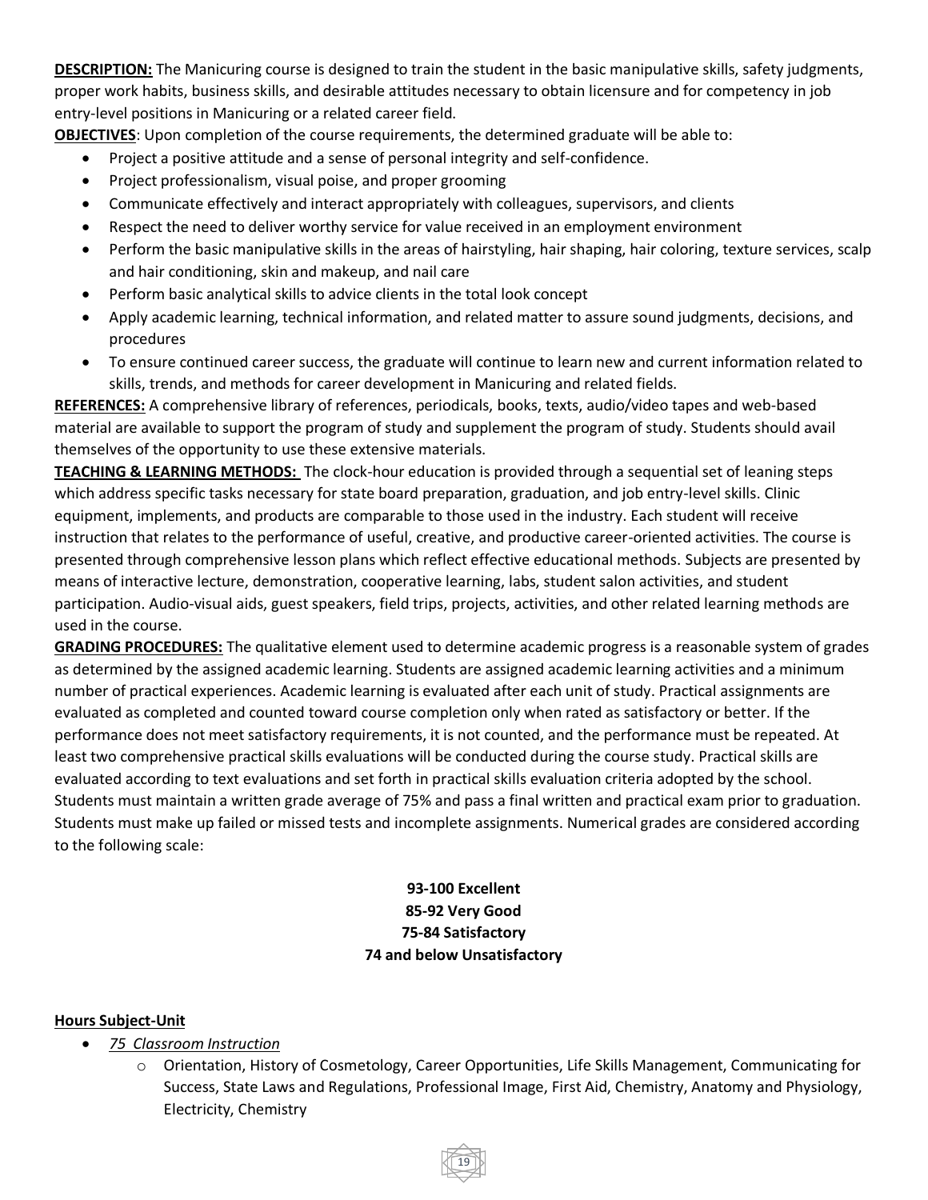**DESCRIPTION:** The Manicuring course is designed to train the student in the basic manipulative skills, safety judgments, proper work habits, business skills, and desirable attitudes necessary to obtain licensure and for competency in job entry-level positions in Manicuring or a related career field.

**OBJECTIVES**: Upon completion of the course requirements, the determined graduate will be able to:

- Project a positive attitude and a sense of personal integrity and self-confidence.
- Project professionalism, visual poise, and proper grooming
- Communicate effectively and interact appropriately with colleagues, supervisors, and clients
- Respect the need to deliver worthy service for value received in an employment environment
- Perform the basic manipulative skills in the areas of hairstyling, hair shaping, hair coloring, texture services, scalp and hair conditioning, skin and makeup, and nail care
- Perform basic analytical skills to advice clients in the total look concept
- Apply academic learning, technical information, and related matter to assure sound judgments, decisions, and procedures
- To ensure continued career success, the graduate will continue to learn new and current information related to skills, trends, and methods for career development in Manicuring and related fields.

**REFERENCES:** A comprehensive library of references, periodicals, books, texts, audio/video tapes and web-based material are available to support the program of study and supplement the program of study. Students should avail themselves of the opportunity to use these extensive materials.

**TEACHING & LEARNING METHODS:** The clock-hour education is provided through a sequential set of leaning steps which address specific tasks necessary for state board preparation, graduation, and job entry-level skills. Clinic equipment, implements, and products are comparable to those used in the industry. Each student will receive instruction that relates to the performance of useful, creative, and productive career-oriented activities. The course is presented through comprehensive lesson plans which reflect effective educational methods. Subjects are presented by means of interactive lecture, demonstration, cooperative learning, labs, student salon activities, and student participation. Audio-visual aids, guest speakers, field trips, projects, activities, and other related learning methods are used in the course.

**GRADING PROCEDURES:** The qualitative element used to determine academic progress is a reasonable system of grades as determined by the assigned academic learning. Students are assigned academic learning activities and a minimum number of practical experiences. Academic learning is evaluated after each unit of study. Practical assignments are evaluated as completed and counted toward course completion only when rated as satisfactory or better. If the performance does not meet satisfactory requirements, it is not counted, and the performance must be repeated. At least two comprehensive practical skills evaluations will be conducted during the course study. Practical skills are evaluated according to text evaluations and set forth in practical skills evaluation criteria adopted by the school. Students must maintain a written grade average of 75% and pass a final written and practical exam prior to graduation. Students must make up failed or missed tests and incomplete assignments. Numerical grades are considered according to the following scale:

**93-100 Excellent**
**85-92 Very Good**
**75-84 Satisfactory**
**74 and below Unsatisfactory**

**Hours Subject-Unit**

- *75 Classroom Instruction*
  - Orientation, History of Cosmetology, Career Opportunities, Life Skills Management, Communicating for Success, State Laws and Regulations, Professional Image, First Aid, Chemistry, Anatomy and Physiology, Electricity, Chemistry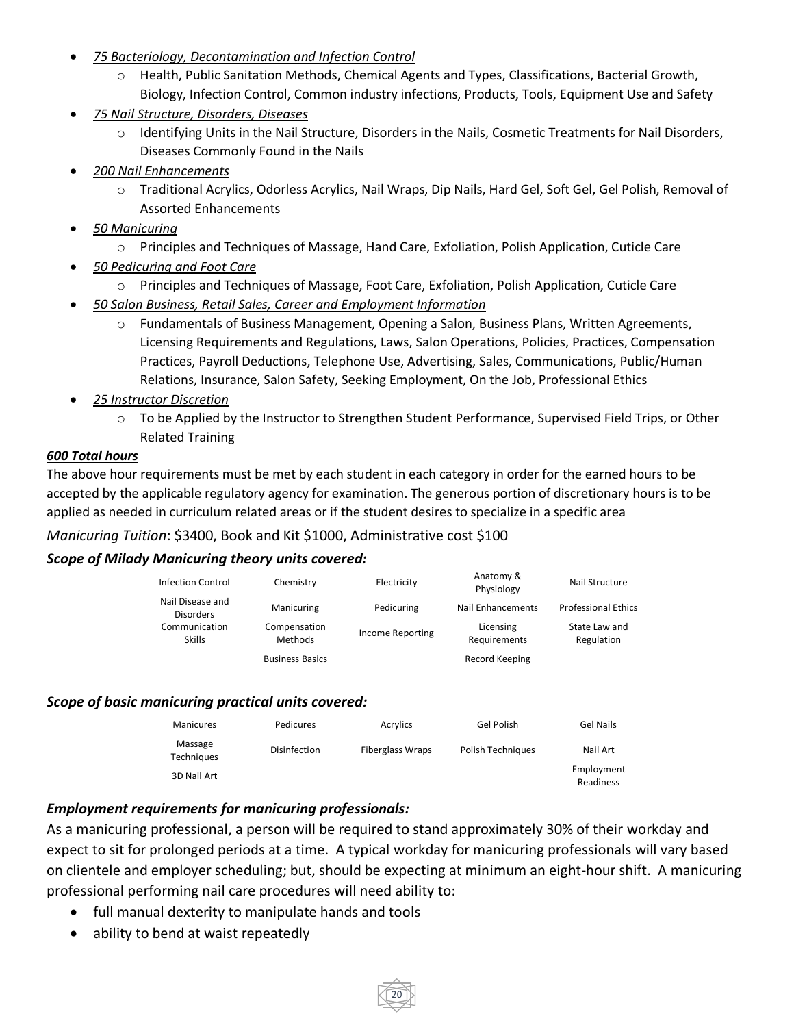- *75 Bacteriology, Decontamination and Infection Control*
  - Health, Public Sanitation Methods, Chemical Agents and Types, Classifications, Bacterial Growth, Biology, Infection Control, Common industry infections, Products, Tools, Equipment Use and Safety
- *75 Nail Structure, Disorders, Diseases*
  - Identifying Units in the Nail Structure, Disorders in the Nails, Cosmetic Treatments for Nail Disorders, Diseases Commonly Found in the Nails
- *200 Nail Enhancements*
  - Traditional Acrylics, Odorless Acrylics, Nail Wraps, Dip Nails, Hard Gel, Soft Gel, Gel Polish, Removal of Assorted Enhancements
- *50 Manicuring*
  - Principles and Techniques of Massage, Hand Care, Exfoliation, Polish Application, Cuticle Care
- *50 Pedicuring and Foot Care*
  - Principles and Techniques of Massage, Foot Care, Exfoliation, Polish Application, Cuticle Care
- *50 Salon Business, Retail Sales, Career and Employment Information*
  - Fundamentals of Business Management, Opening a Salon, Business Plans, Written Agreements, Licensing Requirements and Regulations, Laws, Salon Operations, Policies, Practices, Compensation Practices, Payroll Deductions, Telephone Use, Advertising, Sales, Communications, Public/Human Relations, Insurance, Salon Safety, Seeking Employment, On the Job, Professional Ethics
- *25 Instructor Discretion*
  - To be Applied by the Instructor to Strengthen Student Performance, Supervised Field Trips, or Other Related Training

***600 Total hours***

The above hour requirements must be met by each student in each category in order for the earned hours to be accepted by the applicable regulatory agency for examination. The generous portion of discretionary hours is to be applied as needed in curriculum related areas or if the student desires to specialize in a specific area

*Manicuring Tuition*: $3400, Book and Kit $1000, Administrative cost $100

### *Scope of Milady Manicuring theory units covered:*

| | | | | |
|---|---|---|---|---|
| Infection Control | Chemistry | Electricity | Anatomy & Physiology | Nail Structure |
| Nail Disease and Disorders | Manicuring | Pedicuring | Nail Enhancements | Professional Ethics |
| Communication Skills | Compensation Methods | Income Reporting | Licensing Requirements | State Law and Regulation |
| | Business Basics | | Record Keeping | |

### *Scope of basic manicuring practical units covered:*

| | | | | |
|---|---|---|---|---|
| Manicures | Pedicures | Acrylics | Gel Polish | Gel Nails |
| Massage Techniques | Disinfection | Fiberglass Wraps | Polish Techniques | Nail Art |
| 3D Nail Art | | | | Employment Readiness |

### *Employment requirements for manicuring professionals:*

As a manicuring professional, a person will be required to stand approximately 30% of their workday and expect to sit for prolonged periods at a time. A typical workday for manicuring professionals will vary based on clientele and employer scheduling; but, should be expecting at minimum an eight-hour shift. A manicuring professional performing nail care procedures will need ability to:

- full manual dexterity to manipulate hands and tools
- ability to bend at waist repeatedly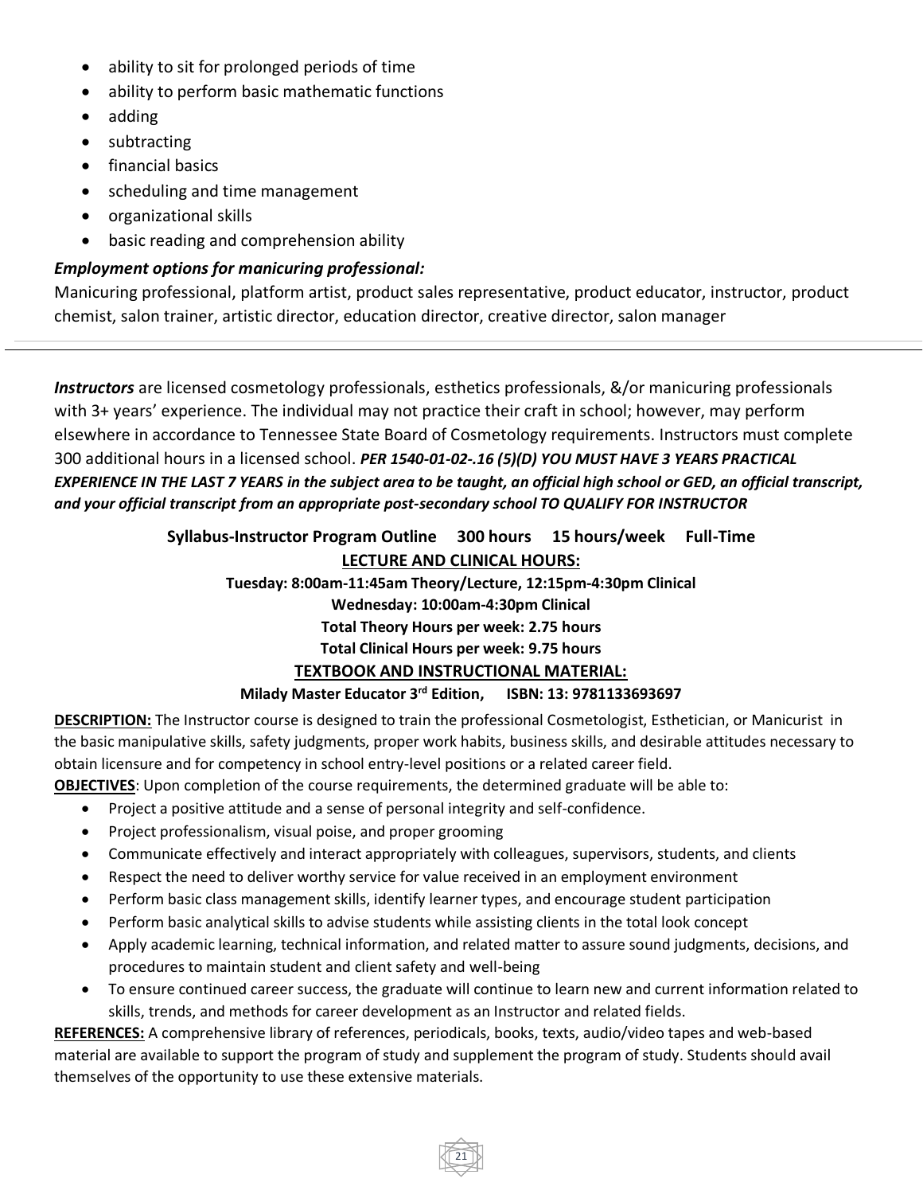- ability to sit for prolonged periods of time
- ability to perform basic mathematic functions
- adding
- subtracting
- financial basics
- scheduling and time management
- organizational skills
- basic reading and comprehension ability

***Employment options for manicuring professional:***

Manicuring professional, platform artist, product sales representative, product educator, instructor, product chemist, salon trainer, artistic director, education director, creative director, salon manager

---

***Instructors*** are licensed cosmetology professionals, esthetics professionals, &/or manicuring professionals with 3+ years' experience. The individual may not practice their craft in school; however, may perform elsewhere in accordance to Tennessee State Board of Cosmetology requirements. Instructors must complete 300 additional hours in a licensed school. ***PER 1540-01-02-.16 (5)(D) YOU MUST HAVE 3 YEARS PRACTICAL EXPERIENCE IN THE LAST 7 YEARS in the subject area to be taught, an official high school or GED, an official transcript, and your official transcript from an appropriate post-secondary school TO QUALIFY FOR INSTRUCTOR***

**Syllabus-Instructor Program Outline 300 hours 15 hours/week Full-Time**

**LECTURE AND CLINICAL HOURS:**

**Tuesday: 8:00am-11:45am Theory/Lecture, 12:15pm-4:30pm Clinical**

**Wednesday: 10:00am-4:30pm Clinical**

**Total Theory Hours per week: 2.75 hours**

**Total Clinical Hours per week: 9.75 hours**

**TEXTBOOK AND INSTRUCTIONAL MATERIAL:**

**Milady Master Educator 3rd Edition, ISBN: 13: 9781133693697**

**DESCRIPTION:** The Instructor course is designed to train the professional Cosmetologist, Esthetician, or Manicurist in the basic manipulative skills, safety judgments, proper work habits, business skills, and desirable attitudes necessary to obtain licensure and for competency in school entry-level positions or a related career field.

**OBJECTIVES**: Upon completion of the course requirements, the determined graduate will be able to:

- Project a positive attitude and a sense of personal integrity and self-confidence.
- Project professionalism, visual poise, and proper grooming
- Communicate effectively and interact appropriately with colleagues, supervisors, students, and clients
- Respect the need to deliver worthy service for value received in an employment environment
- Perform basic class management skills, identify learner types, and encourage student participation
- Perform basic analytical skills to advise students while assisting clients in the total look concept
- Apply academic learning, technical information, and related matter to assure sound judgments, decisions, and procedures to maintain student and client safety and well-being
- To ensure continued career success, the graduate will continue to learn new and current information related to skills, trends, and methods for career development as an Instructor and related fields.

**REFERENCES:** A comprehensive library of references, periodicals, books, texts, audio/video tapes and web-based material are available to support the program of study and supplement the program of study. Students should avail themselves of the opportunity to use these extensive materials.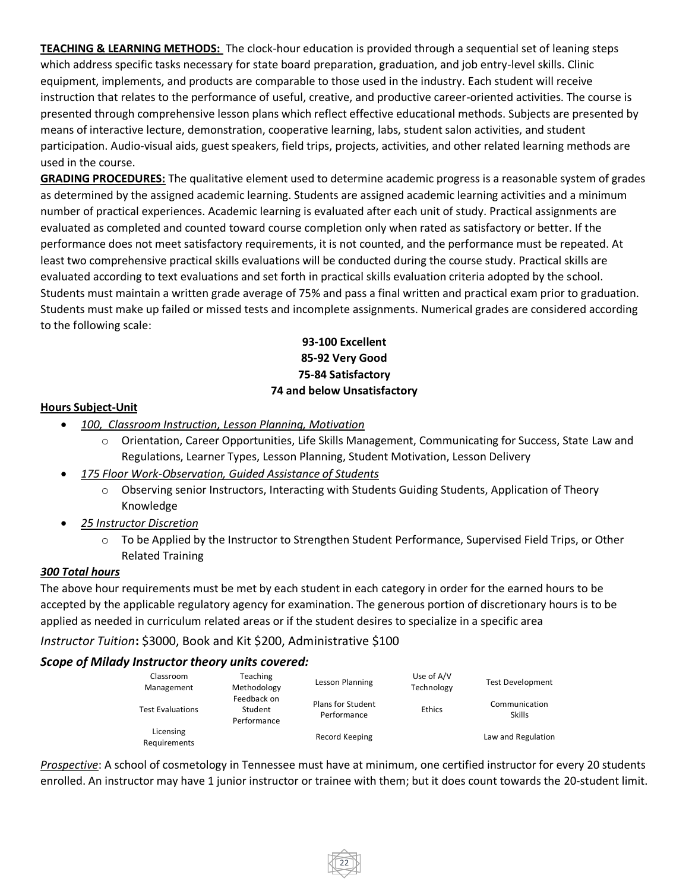**TEACHING & LEARNING METHODS:** The clock-hour education is provided through a sequential set of leaning steps which address specific tasks necessary for state board preparation, graduation, and job entry-level skills. Clinic equipment, implements, and products are comparable to those used in the industry. Each student will receive instruction that relates to the performance of useful, creative, and productive career-oriented activities. The course is presented through comprehensive lesson plans which reflect effective educational methods. Subjects are presented by means of interactive lecture, demonstration, cooperative learning, labs, student salon activities, and student participation. Audio-visual aids, guest speakers, field trips, projects, activities, and other related learning methods are used in the course.

**GRADING PROCEDURES:** The qualitative element used to determine academic progress is a reasonable system of grades as determined by the assigned academic learning. Students are assigned academic learning activities and a minimum number of practical experiences. Academic learning is evaluated after each unit of study. Practical assignments are evaluated as completed and counted toward course completion only when rated as satisfactory or better. If the performance does not meet satisfactory requirements, it is not counted, and the performance must be repeated. At least two comprehensive practical skills evaluations will be conducted during the course study. Practical skills are evaluated according to text evaluations and set forth in practical skills evaluation criteria adopted by the school. Students must maintain a written grade average of 75% and pass a final written and practical exam prior to graduation. Students must make up failed or missed tests and incomplete assignments. Numerical grades are considered according to the following scale:

**93-100 Excellent**
**85-92 Very Good**
**75-84 Satisfactory**
**74 and below Unsatisfactory**

**Hours Subject-Unit**

- *100, Classroom Instruction, Lesson Planning, Motivation*
  - Orientation, Career Opportunities, Life Skills Management, Communicating for Success, State Law and Regulations, Learner Types, Lesson Planning, Student Motivation, Lesson Delivery
- *175 Floor Work-Observation, Guided Assistance of Students*
  - Observing senior Instructors, Interacting with Students Guiding Students, Application of Theory Knowledge
- *25 Instructor Discretion*
  - To be Applied by the Instructor to Strengthen Student Performance, Supervised Field Trips, or Other Related Training

***300 Total hours***

The above hour requirements must be met by each student in each category in order for the earned hours to be accepted by the applicable regulatory agency for examination. The generous portion of discretionary hours is to be applied as needed in curriculum related areas or if the student desires to specialize in a specific area

*Instructor Tuition*: $3000, Book and Kit $200, Administrative $100

***Scope of Milady Instructor theory units covered:***

| | | | | |
|---|---|---|---|---|
| Classroom Management | Teaching Methodology | Lesson Planning | Use of A/V Technology | Test Development |
| Test Evaluations | Feedback on Student Performance | Plans for Student Performance | Ethics | Communication Skills |
| Licensing Requirements | | Record Keeping | | Law and Regulation |

*Prospective*: A school of cosmetology in Tennessee must have at minimum, one certified instructor for every 20 students enrolled. An instructor may have 1 junior instructor or trainee with them; but it does count towards the 20-student limit.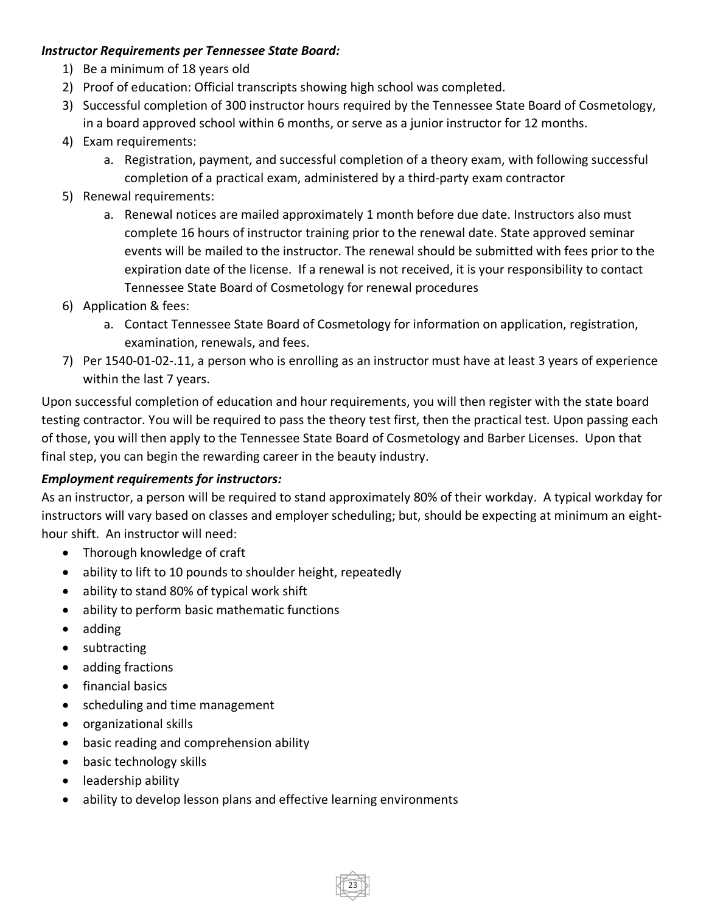***Instructor Requirements per Tennessee State Board:***

1) Be a minimum of 18 years old
2) Proof of education: Official transcripts showing high school was completed.
3) Successful completion of 300 instructor hours required by the Tennessee State Board of Cosmetology, in a board approved school within 6 months, or serve as a junior instructor for 12 months.
4) Exam requirements:
   a. Registration, payment, and successful completion of a theory exam, with following successful completion of a practical exam, administered by a third-party exam contractor
5) Renewal requirements:
   a. Renewal notices are mailed approximately 1 month before due date. Instructors also must complete 16 hours of instructor training prior to the renewal date. State approved seminar events will be mailed to the instructor. The renewal should be submitted with fees prior to the expiration date of the license. If a renewal is not received, it is your responsibility to contact Tennessee State Board of Cosmetology for renewal procedures
6) Application & fees:
   a. Contact Tennessee State Board of Cosmetology for information on application, registration, examination, renewals, and fees.
7) Per 1540-01-02-.11, a person who is enrolling as an instructor must have at least 3 years of experience within the last 7 years.

Upon successful completion of education and hour requirements, you will then register with the state board testing contractor. You will be required to pass the theory test first, then the practical test. Upon passing each of those, you will then apply to the Tennessee State Board of Cosmetology and Barber Licenses. Upon that final step, you can begin the rewarding career in the beauty industry.

***Employment requirements for instructors:***

As an instructor, a person will be required to stand approximately 80% of their workday. A typical workday for instructors will vary based on classes and employer scheduling; but, should be expecting at minimum an eight-hour shift. An instructor will need:

- Thorough knowledge of craft
- ability to lift to 10 pounds to shoulder height, repeatedly
- ability to stand 80% of typical work shift
- ability to perform basic mathematic functions
- adding
- subtracting
- adding fractions
- financial basics
- scheduling and time management
- organizational skills
- basic reading and comprehension ability
- basic technology skills
- leadership ability
- ability to develop lesson plans and effective learning environments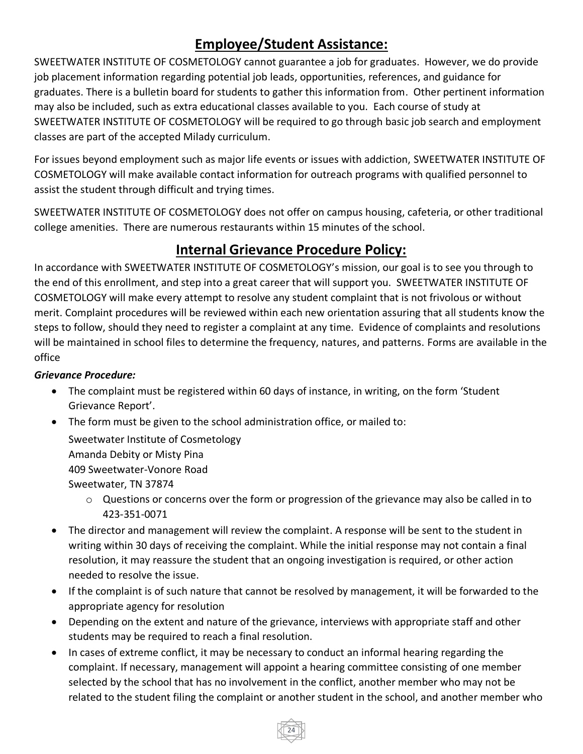## Employee/Student Assistance:

SWEETWATER INSTITUTE OF COSMETOLOGY cannot guarantee a job for graduates. However, we do provide job placement information regarding potential job leads, opportunities, references, and guidance for graduates. There is a bulletin board for students to gather this information from. Other pertinent information may also be included, such as extra educational classes available to you. Each course of study at SWEETWATER INSTITUTE OF COSMETOLOGY will be required to go through basic job search and employment classes are part of the accepted Milady curriculum.

For issues beyond employment such as major life events or issues with addiction, SWEETWATER INSTITUTE OF COSMETOLOGY will make available contact information for outreach programs with qualified personnel to assist the student through difficult and trying times.

SWEETWATER INSTITUTE OF COSMETOLOGY does not offer on campus housing, cafeteria, or other traditional college amenities. There are numerous restaurants within 15 minutes of the school.

## Internal Grievance Procedure Policy:

In accordance with SWEETWATER INSTITUTE OF COSMETOLOGY's mission, our goal is to see you through to the end of this enrollment, and step into a great career that will support you. SWEETWATER INSTITUTE OF COSMETOLOGY will make every attempt to resolve any student complaint that is not frivolous or without merit. Complaint procedures will be reviewed within each new orientation assuring that all students know the steps to follow, should they need to register a complaint at any time. Evidence of complaints and resolutions will be maintained in school files to determine the frequency, natures, and patterns. Forms are available in the office

***Grievance Procedure:***

- The complaint must be registered within 60 days of instance, in writing, on the form 'Student Grievance Report'.
- The form must be given to the school administration office, or mailed to:

  Sweetwater Institute of Cosmetology  
  Amanda Debity or Misty Pina  
  409 Sweetwater-Vonore Road  
  Sweetwater, TN 37874

  - Questions or concerns over the form or progression of the grievance may also be called in to 423-351-0071
- The director and management will review the complaint. A response will be sent to the student in writing within 30 days of receiving the complaint. While the initial response may not contain a final resolution, it may reassure the student that an ongoing investigation is required, or other action needed to resolve the issue.
- If the complaint is of such nature that cannot be resolved by management, it will be forwarded to the appropriate agency for resolution
- Depending on the extent and nature of the grievance, interviews with appropriate staff and other students may be required to reach a final resolution.
- In cases of extreme conflict, it may be necessary to conduct an informal hearing regarding the complaint. If necessary, management will appoint a hearing committee consisting of one member selected by the school that has no involvement in the conflict, another member who may not be related to the student filing the complaint or another student in the school, and another member who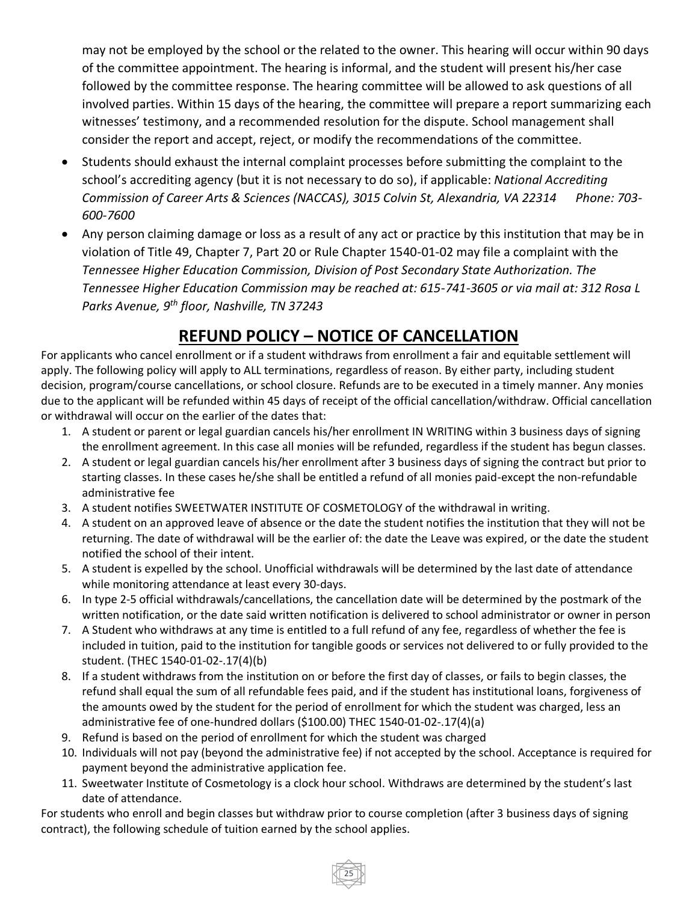may not be employed by the school or the related to the owner. This hearing will occur within 90 days of the committee appointment. The hearing is informal, and the student will present his/her case followed by the committee response. The hearing committee will be allowed to ask questions of all involved parties. Within 15 days of the hearing, the committee will prepare a report summarizing each witnesses' testimony, and a recommended resolution for the dispute. School management shall consider the report and accept, reject, or modify the recommendations of the committee.

- Students should exhaust the internal complaint processes before submitting the complaint to the school's accrediting agency (but it is not necessary to do so), if applicable: *National Accrediting Commission of Career Arts & Sciences (NACCAS), 3015 Colvin St, Alexandria, VA 22314 Phone: 703-600-7600*
- Any person claiming damage or loss as a result of any act or practice by this institution that may be in violation of Title 49, Chapter 7, Part 20 or Rule Chapter 1540-01-02 may file a complaint with the *Tennessee Higher Education Commission, Division of Post Secondary State Authorization. The Tennessee Higher Education Commission may be reached at: 615-741-3605 or via mail at: 312 Rosa L Parks Avenue, 9th floor, Nashville, TN 37243*

## REFUND POLICY – NOTICE OF CANCELLATION

For applicants who cancel enrollment or if a student withdraws from enrollment a fair and equitable settlement will apply. The following policy will apply to ALL terminations, regardless of reason. By either party, including student decision, program/course cancellations, or school closure. Refunds are to be executed in a timely manner. Any monies due to the applicant will be refunded within 45 days of receipt of the official cancellation/withdraw. Official cancellation or withdrawal will occur on the earlier of the dates that:

1. A student or parent or legal guardian cancels his/her enrollment IN WRITING within 3 business days of signing the enrollment agreement. In this case all monies will be refunded, regardless if the student has begun classes.
2. A student or legal guardian cancels his/her enrollment after 3 business days of signing the contract but prior to starting classes. In these cases he/she shall be entitled a refund of all monies paid-except the non-refundable administrative fee
3. A student notifies SWEETWATER INSTITUTE OF COSMETOLOGY of the withdrawal in writing.
4. A student on an approved leave of absence or the date the student notifies the institution that they will not be returning. The date of withdrawal will be the earlier of: the date the Leave was expired, or the date the student notified the school of their intent.
5. A student is expelled by the school. Unofficial withdrawals will be determined by the last date of attendance while monitoring attendance at least every 30-days.
6. In type 2-5 official withdrawals/cancellations, the cancellation date will be determined by the postmark of the written notification, or the date said written notification is delivered to school administrator or owner in person
7. A Student who withdraws at any time is entitled to a full refund of any fee, regardless of whether the fee is included in tuition, paid to the institution for tangible goods or services not delivered to or fully provided to the student. (THEC 1540-01-02-.17(4)(b)
8. If a student withdraws from the institution on or before the first day of classes, or fails to begin classes, the refund shall equal the sum of all refundable fees paid, and if the student has institutional loans, forgiveness of the amounts owed by the student for the period of enrollment for which the student was charged, less an administrative fee of one-hundred dollars ($100.00) THEC 1540-01-02-.17(4)(a)
9. Refund is based on the period of enrollment for which the student was charged
10. Individuals will not pay (beyond the administrative fee) if not accepted by the school. Acceptance is required for payment beyond the administrative application fee.
11. Sweetwater Institute of Cosmetology is a clock hour school. Withdraws are determined by the student's last date of attendance.

For students who enroll and begin classes but withdraw prior to course completion (after 3 business days of signing contract), the following schedule of tuition earned by the school applies.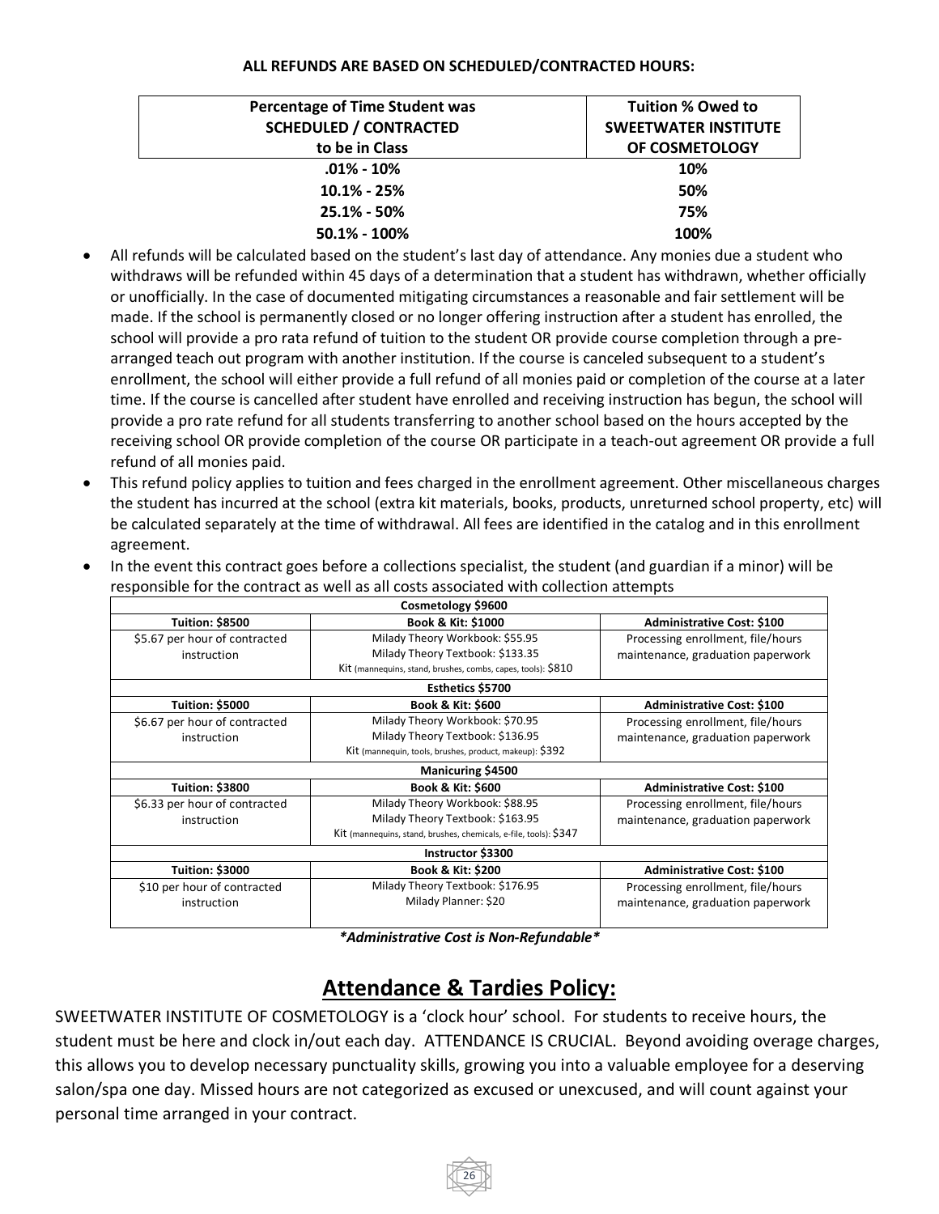**ALL REFUNDS ARE BASED ON SCHEDULED/CONTRACTED HOURS:**

| Percentage of Time Student was SCHEDULED / CONTRACTED to be in Class | Tuition % Owed to SWEETWATER INSTITUTE OF COSMETOLOGY |
|---|---|
| .01% - 10% | 10% |
| 10.1% - 25% | 50% |
| 25.1% - 50% | 75% |
| 50.1% - 100% | 100% |

- All refunds will be calculated based on the student's last day of attendance. Any monies due a student who withdraws will be refunded within 45 days of a determination that a student has withdrawn, whether officially or unofficially. In the case of documented mitigating circumstances a reasonable and fair settlement will be made. If the school is permanently closed or no longer offering instruction after a student has enrolled, the school will provide a pro rata refund of tuition to the student OR provide course completion through a pre-arranged teach out program with another institution. If the course is canceled subsequent to a student's enrollment, the school will either provide a full refund of all monies paid or completion of the course at a later time. If the course is cancelled after student have enrolled and receiving instruction has begun, the school will provide a pro rate refund for all students transferring to another school based on the hours accepted by the receiving school OR provide completion of the course OR participate in a teach-out agreement OR provide a full refund of all monies paid.
- This refund policy applies to tuition and fees charged in the enrollment agreement. Other miscellaneous charges the student has incurred at the school (extra kit materials, books, products, unreturned school property, etc) will be calculated separately at the time of withdrawal. All fees are identified in the catalog and in this enrollment agreement.
- In the event this contract goes before a collections specialist, the student (and guardian if a minor) will be responsible for the contract as well as all costs associated with collection attempts

| **Cosmetology $9600** | | |
|---|---|---|
| **Tuition: $8500** | **Book & Kit: $1000** | **Administrative Cost: $100** |
| $5.67 per hour of contracted instruction | Milady Theory Workbook: $55.95<br>Milady Theory Textbook: $133.35<br>Kit (mannequins, stand, brushes, combs, capes, tools): $810 | Processing enrollment, file/hours maintenance, graduation paperwork |
| **Esthetics $5700** | | |
| **Tuition: $5000** | **Book & Kit: $600** | **Administrative Cost: $100** |
| $6.67 per hour of contracted instruction | Milady Theory Workbook: $70.95<br>Milady Theory Textbook: $136.95<br>Kit (mannequin, tools, brushes, product, makeup): $392 | Processing enrollment, file/hours maintenance, graduation paperwork |
| **Manicuring $4500** | | |
| **Tuition: $3800** | **Book & Kit: $600** | **Administrative Cost: $100** |
| $6.33 per hour of contracted instruction | Milady Theory Workbook: $88.95<br>Milady Theory Textbook: $163.95<br>Kit (mannequins, stand, brushes, chemicals, e-file, tools): $347 | Processing enrollment, file/hours maintenance, graduation paperwork |
| **Instructor $3300** | | |
| **Tuition: $3000** | **Book & Kit: $200** | **Administrative Cost: $100** |
| $10 per hour of contracted instruction | Milady Theory Textbook: $176.95<br>Milady Planner: $20 | Processing enrollment, file/hours maintenance, graduation paperwork |

***Administrative Cost is Non-Refundable***

## Attendance & Tardies Policy:

SWEETWATER INSTITUTE OF COSMETOLOGY is a 'clock hour' school. For students to receive hours, the student must be here and clock in/out each day. ATTENDANCE IS CRUCIAL. Beyond avoiding overage charges, this allows you to develop necessary punctuality skills, growing you into a valuable employee for a deserving salon/spa one day. Missed hours are not categorized as excused or unexcused, and will count against your personal time arranged in your contract.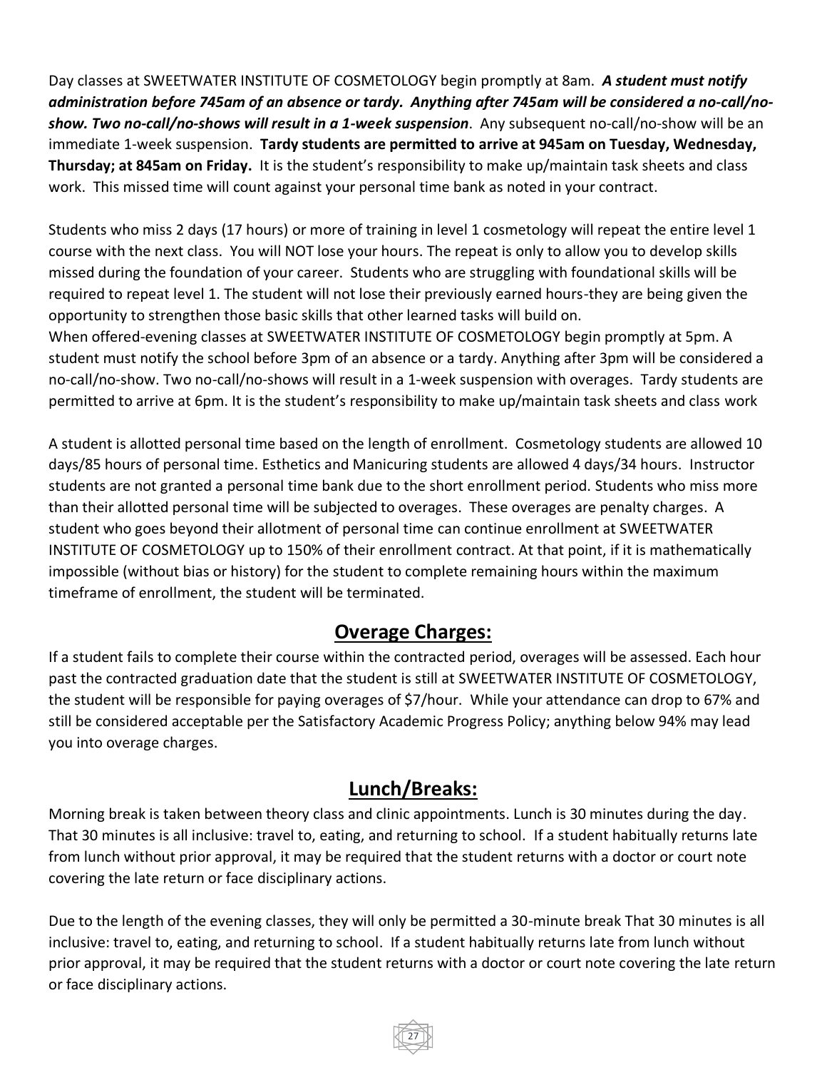Day classes at SWEETWATER INSTITUTE OF COSMETOLOGY begin promptly at 8am. ***A student must notify administration before 745am of an absence or tardy. Anything after 745am will be considered a no-call/no-show. Two no-call/no-shows will result in a 1-week suspension***. Any subsequent no-call/no-show will be an immediate 1-week suspension. **Tardy students are permitted to arrive at 945am on Tuesday, Wednesday, Thursday; at 845am on Friday.** It is the student's responsibility to make up/maintain task sheets and class work. This missed time will count against your personal time bank as noted in your contract.

Students who miss 2 days (17 hours) or more of training in level 1 cosmetology will repeat the entire level 1 course with the next class. You will NOT lose your hours. The repeat is only to allow you to develop skills missed during the foundation of your career. Students who are struggling with foundational skills will be required to repeat level 1. The student will not lose their previously earned hours-they are being given the opportunity to strengthen those basic skills that other learned tasks will build on.
When offered-evening classes at SWEETWATER INSTITUTE OF COSMETOLOGY begin promptly at 5pm. A student must notify the school before 3pm of an absence or a tardy. Anything after 3pm will be considered a no-call/no-show. Two no-call/no-shows will result in a 1-week suspension with overages. Tardy students are permitted to arrive at 6pm. It is the student's responsibility to make up/maintain task sheets and class work

A student is allotted personal time based on the length of enrollment. Cosmetology students are allowed 10 days/85 hours of personal time. Esthetics and Manicuring students are allowed 4 days/34 hours. Instructor students are not granted a personal time bank due to the short enrollment period. Students who miss more than their allotted personal time will be subjected to overages. These overages are penalty charges. A student who goes beyond their allotment of personal time can continue enrollment at SWEETWATER INSTITUTE OF COSMETOLOGY up to 150% of their enrollment contract. At that point, if it is mathematically impossible (without bias or history) for the student to complete remaining hours within the maximum timeframe of enrollment, the student will be terminated.

## Overage Charges:

If a student fails to complete their course within the contracted period, overages will be assessed. Each hour past the contracted graduation date that the student is still at SWEETWATER INSTITUTE OF COSMETOLOGY, the student will be responsible for paying overages of $7/hour. While your attendance can drop to 67% and still be considered acceptable per the Satisfactory Academic Progress Policy; anything below 94% may lead you into overage charges.

## Lunch/Breaks:

Morning break is taken between theory class and clinic appointments. Lunch is 30 minutes during the day. That 30 minutes is all inclusive: travel to, eating, and returning to school. If a student habitually returns late from lunch without prior approval, it may be required that the student returns with a doctor or court note covering the late return or face disciplinary actions.

Due to the length of the evening classes, they will only be permitted a 30-minute break That 30 minutes is all inclusive: travel to, eating, and returning to school. If a student habitually returns late from lunch without prior approval, it may be required that the student returns with a doctor or court note covering the late return or face disciplinary actions.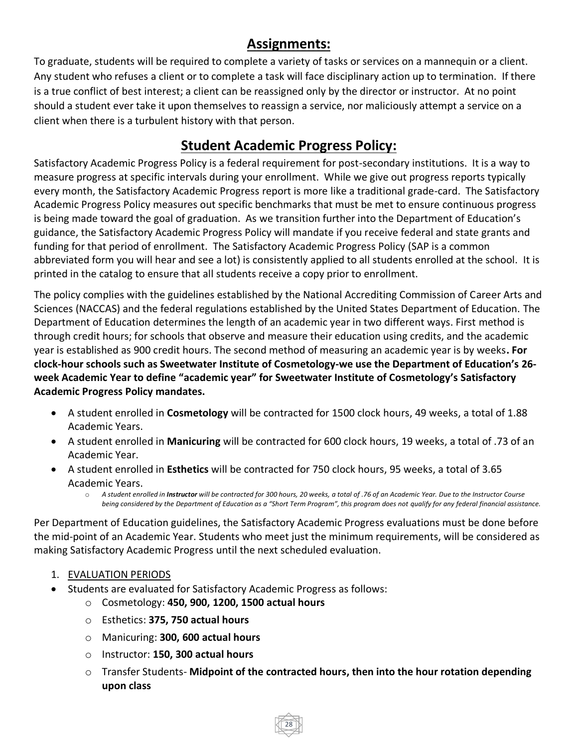## Assignments:

To graduate, students will be required to complete a variety of tasks or services on a mannequin or a client. Any student who refuses a client or to complete a task will face disciplinary action up to termination. If there is a true conflict of best interest; a client can be reassigned only by the director or instructor. At no point should a student ever take it upon themselves to reassign a service, nor maliciously attempt a service on a client when there is a turbulent history with that person.

## Student Academic Progress Policy:

Satisfactory Academic Progress Policy is a federal requirement for post-secondary institutions. It is a way to measure progress at specific intervals during your enrollment. While we give out progress reports typically every month, the Satisfactory Academic Progress report is more like a traditional grade-card. The Satisfactory Academic Progress Policy measures out specific benchmarks that must be met to ensure continuous progress is being made toward the goal of graduation. As we transition further into the Department of Education's guidance, the Satisfactory Academic Progress Policy will mandate if you receive federal and state grants and funding for that period of enrollment. The Satisfactory Academic Progress Policy (SAP is a common abbreviated form you will hear and see a lot) is consistently applied to all students enrolled at the school. It is printed in the catalog to ensure that all students receive a copy prior to enrollment.

The policy complies with the guidelines established by the National Accrediting Commission of Career Arts and Sciences (NACCAS) and the federal regulations established by the United States Department of Education. The Department of Education determines the length of an academic year in two different ways. First method is through credit hours; for schools that observe and measure their education using credits, and the academic year is established as 900 credit hours. The second method of measuring an academic year is by weeks**. For clock-hour schools such as Sweetwater Institute of Cosmetology-we use the Department of Education's 26-week Academic Year to define "academic year" for Sweetwater Institute of Cosmetology's Satisfactory Academic Progress Policy mandates.**

- A student enrolled in **Cosmetology** will be contracted for 1500 clock hours, 49 weeks, a total of 1.88 Academic Years.
- A student enrolled in **Manicuring** will be contracted for 600 clock hours, 19 weeks, a total of .73 of an Academic Year.
- A student enrolled in **Esthetics** will be contracted for 750 clock hours, 95 weeks, a total of 3.65 Academic Years.
  - *A student enrolled in **Instructor** will be contracted for 300 hours, 20 weeks, a total of .76 of an Academic Year. Due to the Instructor Course being considered by the Department of Education as a "Short Term Program", this program does not qualify for any federal financial assistance.*

Per Department of Education guidelines, the Satisfactory Academic Progress evaluations must be done before the mid-point of an Academic Year. Students who meet just the minimum requirements, will be considered as making Satisfactory Academic Progress until the next scheduled evaluation.

1. EVALUATION PERIODS

- Students are evaluated for Satisfactory Academic Progress as follows:
  - Cosmetology: **450, 900, 1200, 1500 actual hours**
  - Esthetics: **375, 750 actual hours**
  - Manicuring: **300, 600 actual hours**
  - Instructor: **150, 300 actual hours**
  - Transfer Students- **Midpoint of the contracted hours, then into the hour rotation depending upon class**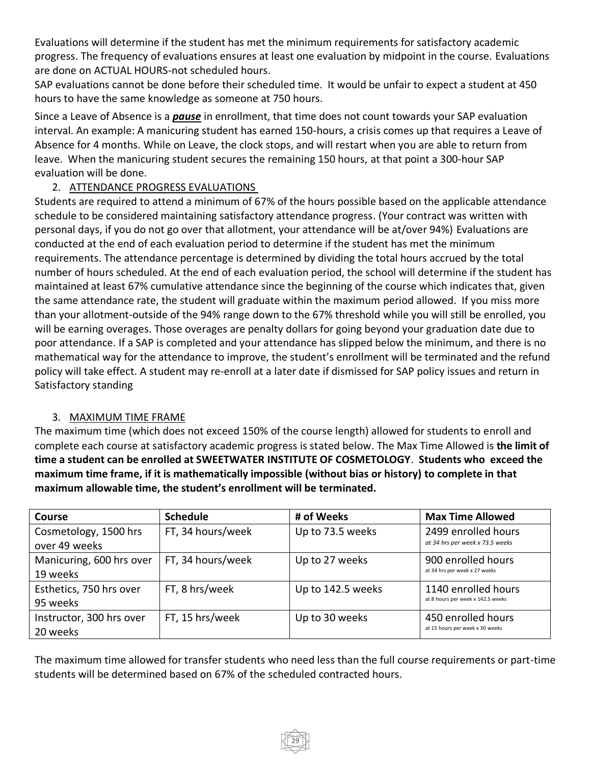Evaluations will determine if the student has met the minimum requirements for satisfactory academic progress. The frequency of evaluations ensures at least one evaluation by midpoint in the course. Evaluations are done on ACTUAL HOURS-not scheduled hours.

SAP evaluations cannot be done before their scheduled time. It would be unfair to expect a student at 450 hours to have the same knowledge as someone at 750 hours.

Since a Leave of Absence is a ***pause*** in enrollment, that time does not count towards your SAP evaluation interval. An example: A manicuring student has earned 150-hours, a crisis comes up that requires a Leave of Absence for 4 months. While on Leave, the clock stops, and will restart when you are able to return from leave. When the manicuring student secures the remaining 150 hours, at that point a 300-hour SAP evaluation will be done.

2. ATTENDANCE PROGRESS EVALUATIONS

Students are required to attend a minimum of 67% of the hours possible based on the applicable attendance schedule to be considered maintaining satisfactory attendance progress. (Your contract was written with personal days, if you do not go over that allotment, your attendance will be at/over 94%) Evaluations are conducted at the end of each evaluation period to determine if the student has met the minimum requirements. The attendance percentage is determined by dividing the total hours accrued by the total number of hours scheduled. At the end of each evaluation period, the school will determine if the student has maintained at least 67% cumulative attendance since the beginning of the course which indicates that, given the same attendance rate, the student will graduate within the maximum period allowed. If you miss more than your allotment-outside of the 94% range down to the 67% threshold while you will still be enrolled, you will be earning overages. Those overages are penalty dollars for going beyond your graduation date due to poor attendance. If a SAP is completed and your attendance has slipped below the minimum, and there is no mathematical way for the attendance to improve, the student's enrollment will be terminated and the refund policy will take effect. A student may re-enroll at a later date if dismissed for SAP policy issues and return in Satisfactory standing

3. MAXIMUM TIME FRAME

The maximum time (which does not exceed 150% of the course length) allowed for students to enroll and complete each course at satisfactory academic progress is stated below. The Max Time Allowed is **the limit of time a student can be enrolled at SWEETWATER INSTITUTE OF COSMETOLOGY**. **Students who exceed the maximum time frame, if it is mathematically impossible (without bias or history) to complete in that maximum allowable time, the student's enrollment will be terminated.**

| Course | Schedule | # of Weeks | Max Time Allowed |
|---|---|---|---|
| Cosmetology, 1500 hrs over 49 weeks | FT, 34 hours/week | Up to 73.5 weeks | 2499 enrolled hours *at 34 hrs per week x 73.5 weeks* |
| Manicuring, 600 hrs over 19 weeks | FT, 34 hours/week | Up to 27 weeks | 900 enrolled hours at 34 hrs per week x 27 weeks |
| Esthetics, 750 hrs over 95 weeks | FT, 8 hrs/week | Up to 142.5 weeks | 1140 enrolled hours at 8 hours per week x 142.5 weeks |
| Instructor, 300 hrs over 20 weeks | FT, 15 hrs/week | Up to 30 weeks | 450 enrolled hours at 15 hours per week x 30 weeks |

The maximum time allowed for transfer students who need less than the full course requirements or part-time students will be determined based on 67% of the scheduled contracted hours.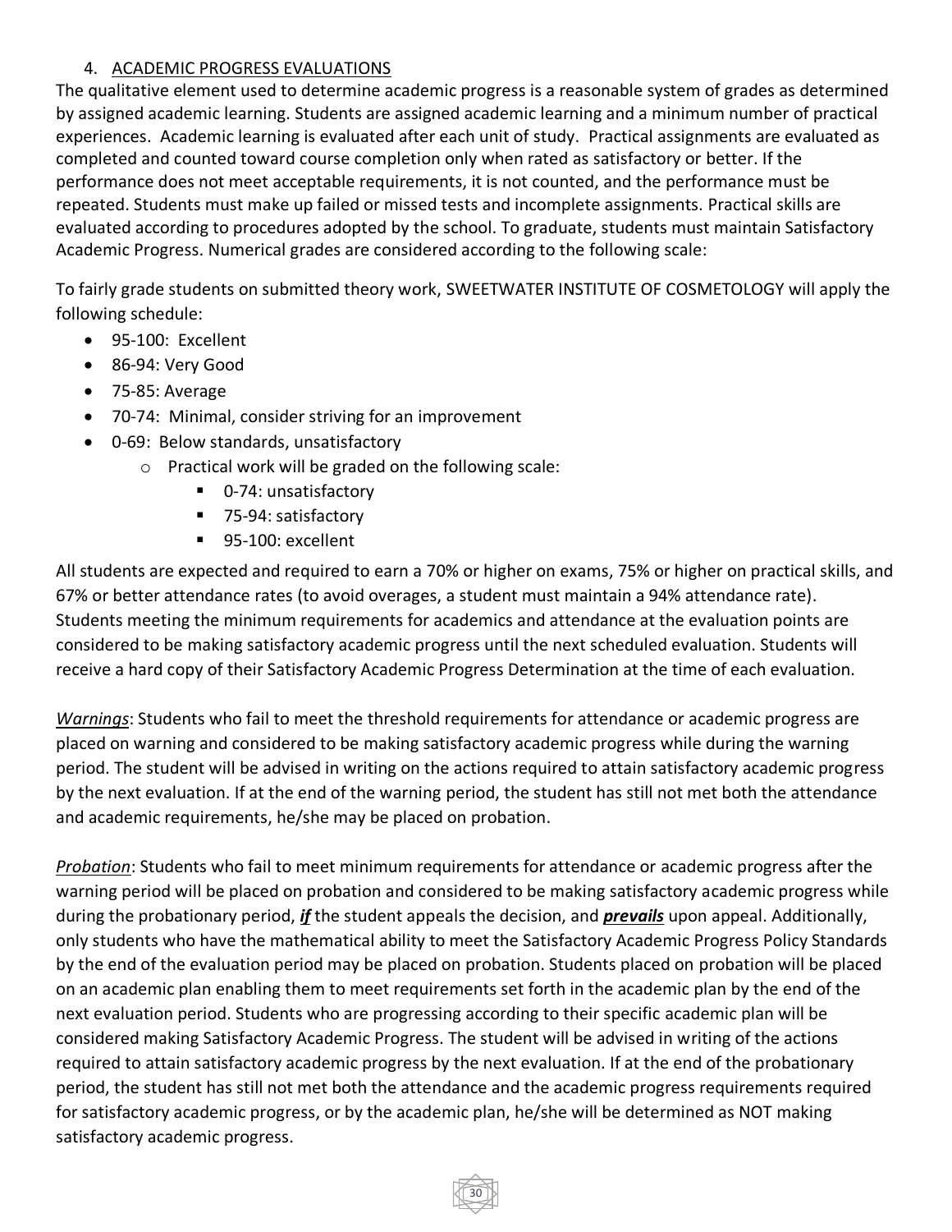4. ACADEMIC PROGRESS EVALUATIONS

The qualitative element used to determine academic progress is a reasonable system of grades as determined by assigned academic learning. Students are assigned academic learning and a minimum number of practical experiences. Academic learning is evaluated after each unit of study. Practical assignments are evaluated as completed and counted toward course completion only when rated as satisfactory or better. If the performance does not meet acceptable requirements, it is not counted, and the performance must be repeated. Students must make up failed or missed tests and incomplete assignments. Practical skills are evaluated according to procedures adopted by the school. To graduate, students must maintain Satisfactory Academic Progress. Numerical grades are considered according to the following scale:

To fairly grade students on submitted theory work, SWEETWATER INSTITUTE OF COSMETOLOGY will apply the following schedule:

- 95-100: Excellent
- 86-94: Very Good
- 75-85: Average
- 70-74: Minimal, consider striving for an improvement
- 0-69: Below standards, unsatisfactory
  - Practical work will be graded on the following scale:
    - 0-74: unsatisfactory
    - 75-94: satisfactory
    - 95-100: excellent

All students are expected and required to earn a 70% or higher on exams, 75% or higher on practical skills, and 67% or better attendance rates (to avoid overages, a student must maintain a 94% attendance rate). Students meeting the minimum requirements for academics and attendance at the evaluation points are considered to be making satisfactory academic progress until the next scheduled evaluation. Students will receive a hard copy of their Satisfactory Academic Progress Determination at the time of each evaluation.

*Warnings*: Students who fail to meet the threshold requirements for attendance or academic progress are placed on warning and considered to be making satisfactory academic progress while during the warning period. The student will be advised in writing on the actions required to attain satisfactory academic progress by the next evaluation. If at the end of the warning period, the student has still not met both the attendance and academic requirements, he/she may be placed on probation.

*Probation*: Students who fail to meet minimum requirements for attendance or academic progress after the warning period will be placed on probation and considered to be making satisfactory academic progress while during the probationary period, ***if*** the student appeals the decision, and ***prevails*** upon appeal. Additionally, only students who have the mathematical ability to meet the Satisfactory Academic Progress Policy Standards by the end of the evaluation period may be placed on probation. Students placed on probation will be placed on an academic plan enabling them to meet requirements set forth in the academic plan by the end of the next evaluation period. Students who are progressing according to their specific academic plan will be considered making Satisfactory Academic Progress. The student will be advised in writing of the actions required to attain satisfactory academic progress by the next evaluation. If at the end of the probationary period, the student has still not met both the attendance and the academic progress requirements required for satisfactory academic progress, or by the academic plan, he/she will be determined as NOT making satisfactory academic progress.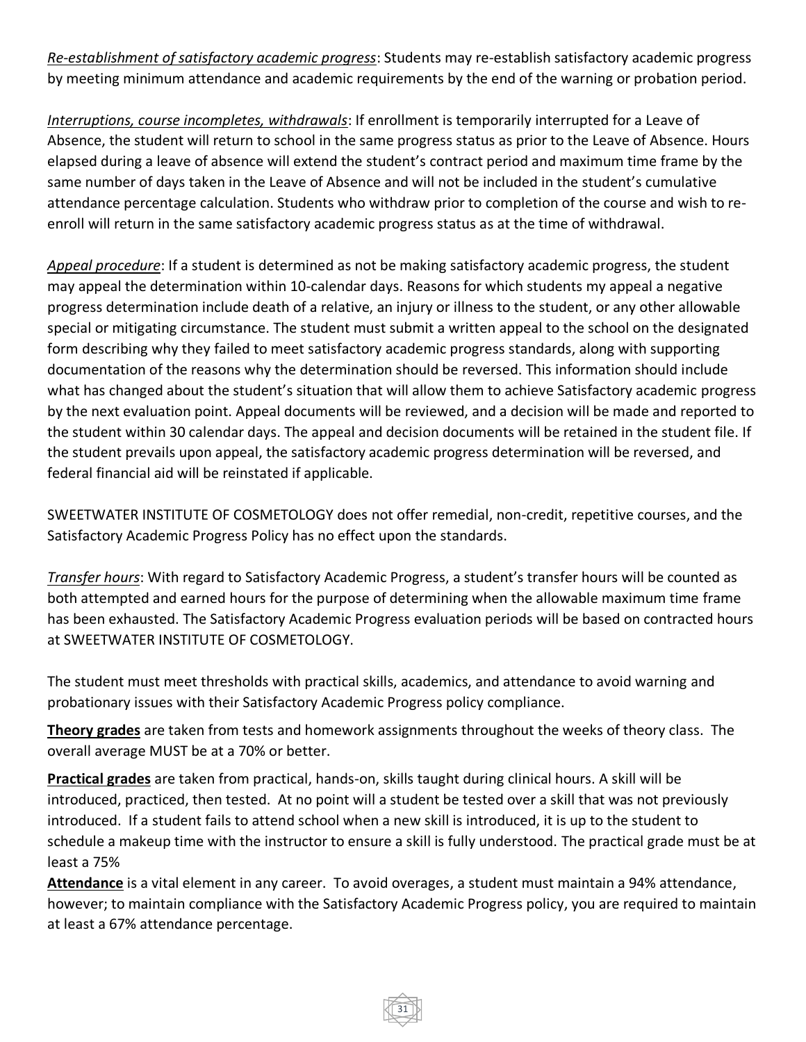*<u>Re-establishment of satisfactory academic progress</u>*: Students may re-establish satisfactory academic progress by meeting minimum attendance and academic requirements by the end of the warning or probation period.

*<u>Interruptions, course incompletes, withdrawals</u>*: If enrollment is temporarily interrupted for a Leave of Absence, the student will return to school in the same progress status as prior to the Leave of Absence. Hours elapsed during a leave of absence will extend the student's contract period and maximum time frame by the same number of days taken in the Leave of Absence and will not be included in the student's cumulative attendance percentage calculation. Students who withdraw prior to completion of the course and wish to re-enroll will return in the same satisfactory academic progress status as at the time of withdrawal.

*<u>Appeal procedure</u>*: If a student is determined as not be making satisfactory academic progress, the student may appeal the determination within 10-calendar days. Reasons for which students my appeal a negative progress determination include death of a relative, an injury or illness to the student, or any other allowable special or mitigating circumstance. The student must submit a written appeal to the school on the designated form describing why they failed to meet satisfactory academic progress standards, along with supporting documentation of the reasons why the determination should be reversed. This information should include what has changed about the student's situation that will allow them to achieve Satisfactory academic progress by the next evaluation point. Appeal documents will be reviewed, and a decision will be made and reported to the student within 30 calendar days. The appeal and decision documents will be retained in the student file. If the student prevails upon appeal, the satisfactory academic progress determination will be reversed, and federal financial aid will be reinstated if applicable.

SWEETWATER INSTITUTE OF COSMETOLOGY does not offer remedial, non-credit, repetitive courses, and the Satisfactory Academic Progress Policy has no effect upon the standards.

*<u>Transfer hours</u>*: With regard to Satisfactory Academic Progress, a student's transfer hours will be counted as both attempted and earned hours for the purpose of determining when the allowable maximum time frame has been exhausted. The Satisfactory Academic Progress evaluation periods will be based on contracted hours at SWEETWATER INSTITUTE OF COSMETOLOGY.

The student must meet thresholds with practical skills, academics, and attendance to avoid warning and probationary issues with their Satisfactory Academic Progress policy compliance.

**<u>Theory grades</u>** are taken from tests and homework assignments throughout the weeks of theory class. The overall average MUST be at a 70% or better.

**<u>Practical grades</u>** are taken from practical, hands-on, skills taught during clinical hours. A skill will be introduced, practiced, then tested. At no point will a student be tested over a skill that was not previously introduced. If a student fails to attend school when a new skill is introduced, it is up to the student to schedule a makeup time with the instructor to ensure a skill is fully understood. The practical grade must be at least a 75%

**<u>Attendance</u>** is a vital element in any career. To avoid overages, a student must maintain a 94% attendance, however; to maintain compliance with the Satisfactory Academic Progress policy, you are required to maintain at least a 67% attendance percentage.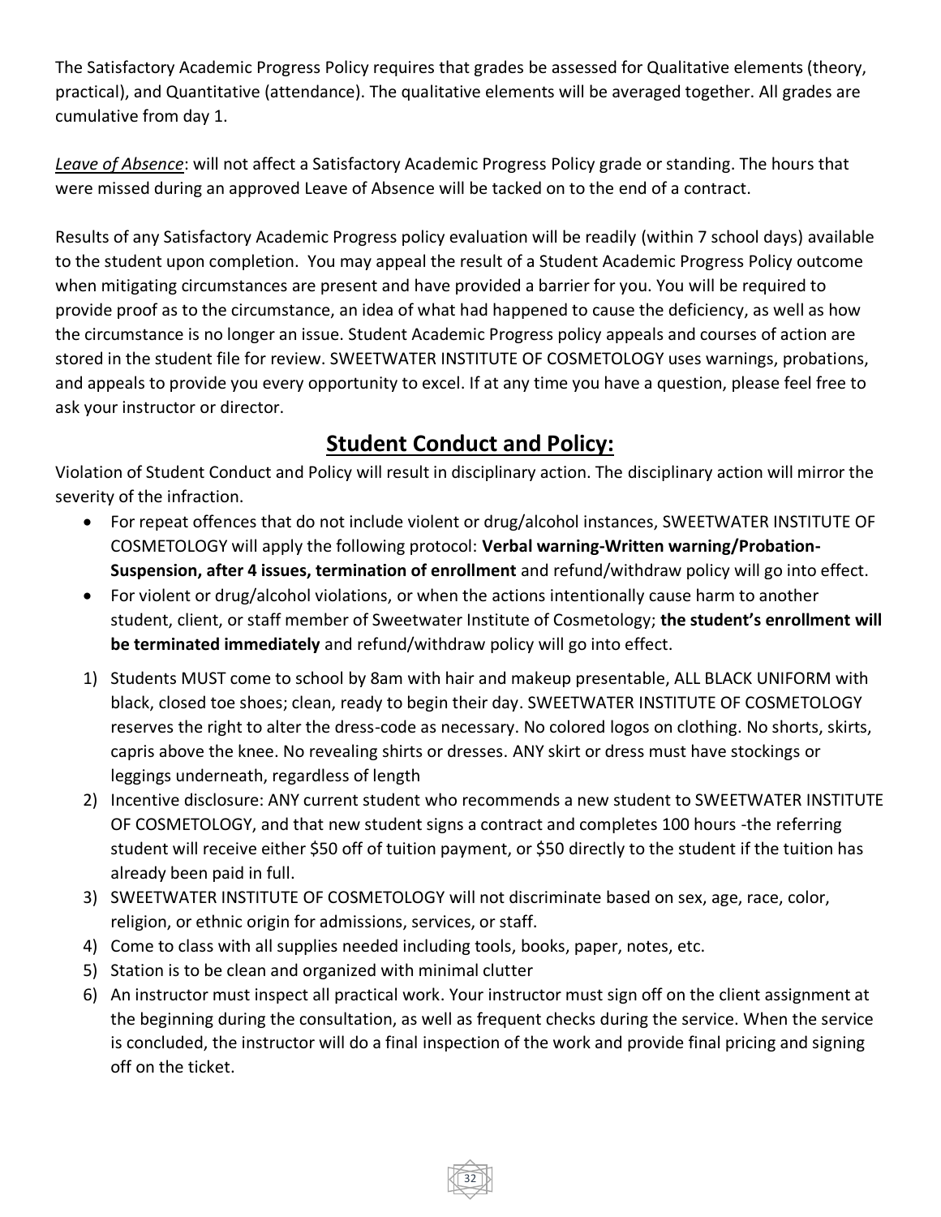The Satisfactory Academic Progress Policy requires that grades be assessed for Qualitative elements (theory, practical), and Quantitative (attendance). The qualitative elements will be averaged together. All grades are cumulative from day 1.

*Leave of Absence*: will not affect a Satisfactory Academic Progress Policy grade or standing. The hours that were missed during an approved Leave of Absence will be tacked on to the end of a contract.

Results of any Satisfactory Academic Progress policy evaluation will be readily (within 7 school days) available to the student upon completion. You may appeal the result of a Student Academic Progress Policy outcome when mitigating circumstances are present and have provided a barrier for you. You will be required to provide proof as to the circumstance, an idea of what had happened to cause the deficiency, as well as how the circumstance is no longer an issue. Student Academic Progress policy appeals and courses of action are stored in the student file for review. SWEETWATER INSTITUTE OF COSMETOLOGY uses warnings, probations, and appeals to provide you every opportunity to excel. If at any time you have a question, please feel free to ask your instructor or director.

## Student Conduct and Policy:

Violation of Student Conduct and Policy will result in disciplinary action. The disciplinary action will mirror the severity of the infraction.

- For repeat offences that do not include violent or drug/alcohol instances, SWEETWATER INSTITUTE OF COSMETOLOGY will apply the following protocol: **Verbal warning-Written warning/Probation-Suspension, after 4 issues, termination of enrollment** and refund/withdraw policy will go into effect.
- For violent or drug/alcohol violations, or when the actions intentionally cause harm to another student, client, or staff member of Sweetwater Institute of Cosmetology; **the student's enrollment will be terminated immediately** and refund/withdraw policy will go into effect.

1) Students MUST come to school by 8am with hair and makeup presentable, ALL BLACK UNIFORM with black, closed toe shoes; clean, ready to begin their day. SWEETWATER INSTITUTE OF COSMETOLOGY reserves the right to alter the dress-code as necessary. No colored logos on clothing. No shorts, skirts, capris above the knee. No revealing shirts or dresses. ANY skirt or dress must have stockings or leggings underneath, regardless of length
2) Incentive disclosure: ANY current student who recommends a new student to SWEETWATER INSTITUTE OF COSMETOLOGY, and that new student signs a contract and completes 100 hours -the referring student will receive either $50 off of tuition payment, or $50 directly to the student if the tuition has already been paid in full.
3) SWEETWATER INSTITUTE OF COSMETOLOGY will not discriminate based on sex, age, race, color, religion, or ethnic origin for admissions, services, or staff.
4) Come to class with all supplies needed including tools, books, paper, notes, etc.
5) Station is to be clean and organized with minimal clutter
6) An instructor must inspect all practical work. Your instructor must sign off on the client assignment at the beginning during the consultation, as well as frequent checks during the service. When the service is concluded, the instructor will do a final inspection of the work and provide final pricing and signing off on the ticket.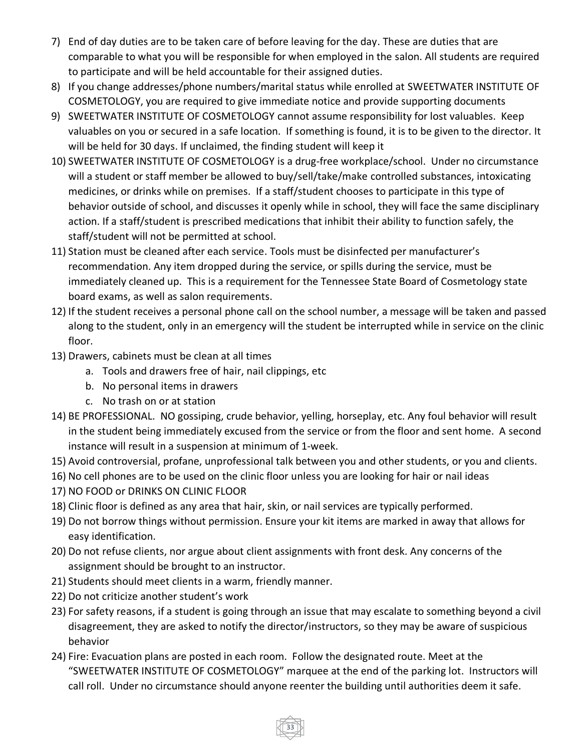7) End of day duties are to be taken care of before leaving for the day. These are duties that are comparable to what you will be responsible for when employed in the salon. All students are required to participate and will be held accountable for their assigned duties.
8) If you change addresses/phone numbers/marital status while enrolled at SWEETWATER INSTITUTE OF COSMETOLOGY, you are required to give immediate notice and provide supporting documents
9) SWEETWATER INSTITUTE OF COSMETOLOGY cannot assume responsibility for lost valuables. Keep valuables on you or secured in a safe location. If something is found, it is to be given to the director. It will be held for 30 days. If unclaimed, the finding student will keep it
10) SWEETWATER INSTITUTE OF COSMETOLOGY is a drug-free workplace/school. Under no circumstance will a student or staff member be allowed to buy/sell/take/make controlled substances, intoxicating medicines, or drinks while on premises. If a staff/student chooses to participate in this type of behavior outside of school, and discusses it openly while in school, they will face the same disciplinary action. If a staff/student is prescribed medications that inhibit their ability to function safely, the staff/student will not be permitted at school.
11) Station must be cleaned after each service. Tools must be disinfected per manufacturer's recommendation. Any item dropped during the service, or spills during the service, must be immediately cleaned up. This is a requirement for the Tennessee State Board of Cosmetology state board exams, as well as salon requirements.
12) If the student receives a personal phone call on the school number, a message will be taken and passed along to the student, only in an emergency will the student be interrupted while in service on the clinic floor.
13) Drawers, cabinets must be clean at all times
    a. Tools and drawers free of hair, nail clippings, etc
    b. No personal items in drawers
    c. No trash on or at station
14) BE PROFESSIONAL. NO gossiping, crude behavior, yelling, horseplay, etc. Any foul behavior will result in the student being immediately excused from the service or from the floor and sent home. A second instance will result in a suspension at minimum of 1-week.
15) Avoid controversial, profane, unprofessional talk between you and other students, or you and clients.
16) No cell phones are to be used on the clinic floor unless you are looking for hair or nail ideas
17) NO FOOD or DRINKS ON CLINIC FLOOR
18) Clinic floor is defined as any area that hair, skin, or nail services are typically performed.
19) Do not borrow things without permission. Ensure your kit items are marked in away that allows for easy identification.
20) Do not refuse clients, nor argue about client assignments with front desk. Any concerns of the assignment should be brought to an instructor.
21) Students should meet clients in a warm, friendly manner.
22) Do not criticize another student's work
23) For safety reasons, if a student is going through an issue that may escalate to something beyond a civil disagreement, they are asked to notify the director/instructors, so they may be aware of suspicious behavior
24) Fire: Evacuation plans are posted in each room. Follow the designated route. Meet at the "SWEETWATER INSTITUTE OF COSMETOLOGY" marquee at the end of the parking lot. Instructors will call roll. Under no circumstance should anyone reenter the building until authorities deem it safe.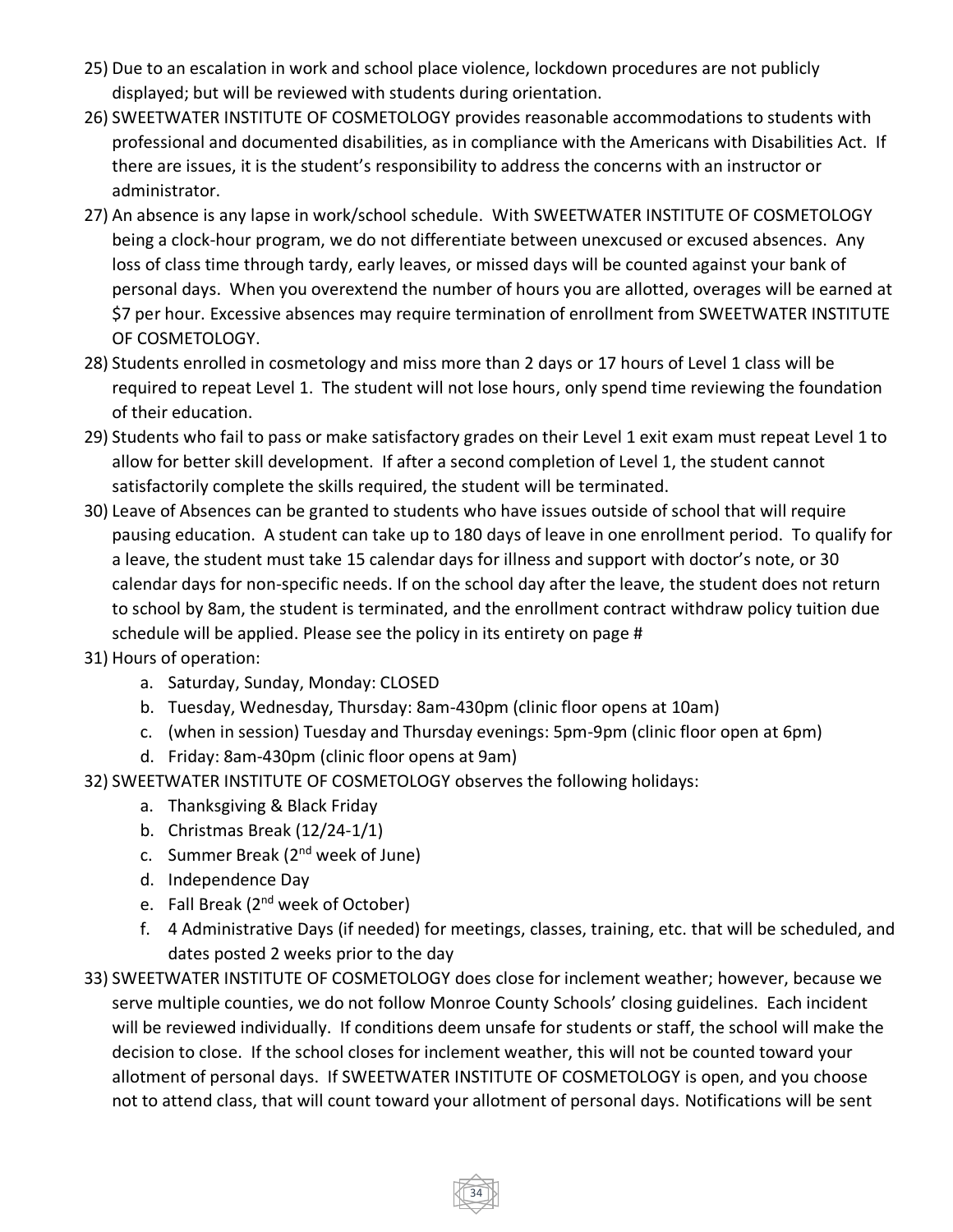25) Due to an escalation in work and school place violence, lockdown procedures are not publicly displayed; but will be reviewed with students during orientation.
26) SWEETWATER INSTITUTE OF COSMETOLOGY provides reasonable accommodations to students with professional and documented disabilities, as in compliance with the Americans with Disabilities Act. If there are issues, it is the student's responsibility to address the concerns with an instructor or administrator.
27) An absence is any lapse in work/school schedule. With SWEETWATER INSTITUTE OF COSMETOLOGY being a clock-hour program, we do not differentiate between unexcused or excused absences. Any loss of class time through tardy, early leaves, or missed days will be counted against your bank of personal days. When you overextend the number of hours you are allotted, overages will be earned at $7 per hour. Excessive absences may require termination of enrollment from SWEETWATER INSTITUTE OF COSMETOLOGY.
28) Students enrolled in cosmetology and miss more than 2 days or 17 hours of Level 1 class will be required to repeat Level 1. The student will not lose hours, only spend time reviewing the foundation of their education.
29) Students who fail to pass or make satisfactory grades on their Level 1 exit exam must repeat Level 1 to allow for better skill development. If after a second completion of Level 1, the student cannot satisfactorily complete the skills required, the student will be terminated.
30) Leave of Absences can be granted to students who have issues outside of school that will require pausing education. A student can take up to 180 days of leave in one enrollment period. To qualify for a leave, the student must take 15 calendar days for illness and support with doctor's note, or 30 calendar days for non-specific needs. If on the school day after the leave, the student does not return to school by 8am, the student is terminated, and the enrollment contract withdraw policy tuition due schedule will be applied. Please see the policy in its entirety on page #
31) Hours of operation:
    a. Saturday, Sunday, Monday: CLOSED
    b. Tuesday, Wednesday, Thursday: 8am-430pm (clinic floor opens at 10am)
    c. (when in session) Tuesday and Thursday evenings: 5pm-9pm (clinic floor open at 6pm)
    d. Friday: 8am-430pm (clinic floor opens at 9am)
32) SWEETWATER INSTITUTE OF COSMETOLOGY observes the following holidays:
    a. Thanksgiving & Black Friday
    b. Christmas Break (12/24-1/1)
    c. Summer Break (2nd week of June)
    d. Independence Day
    e. Fall Break (2nd week of October)
    f. 4 Administrative Days (if needed) for meetings, classes, training, etc. that will be scheduled, and dates posted 2 weeks prior to the day
33) SWEETWATER INSTITUTE OF COSMETOLOGY does close for inclement weather; however, because we serve multiple counties, we do not follow Monroe County Schools' closing guidelines. Each incident will be reviewed individually. If conditions deem unsafe for students or staff, the school will make the decision to close. If the school closes for inclement weather, this will not be counted toward your allotment of personal days. If SWEETWATER INSTITUTE OF COSMETOLOGY is open, and you choose not to attend class, that will count toward your allotment of personal days. Notifications will be sent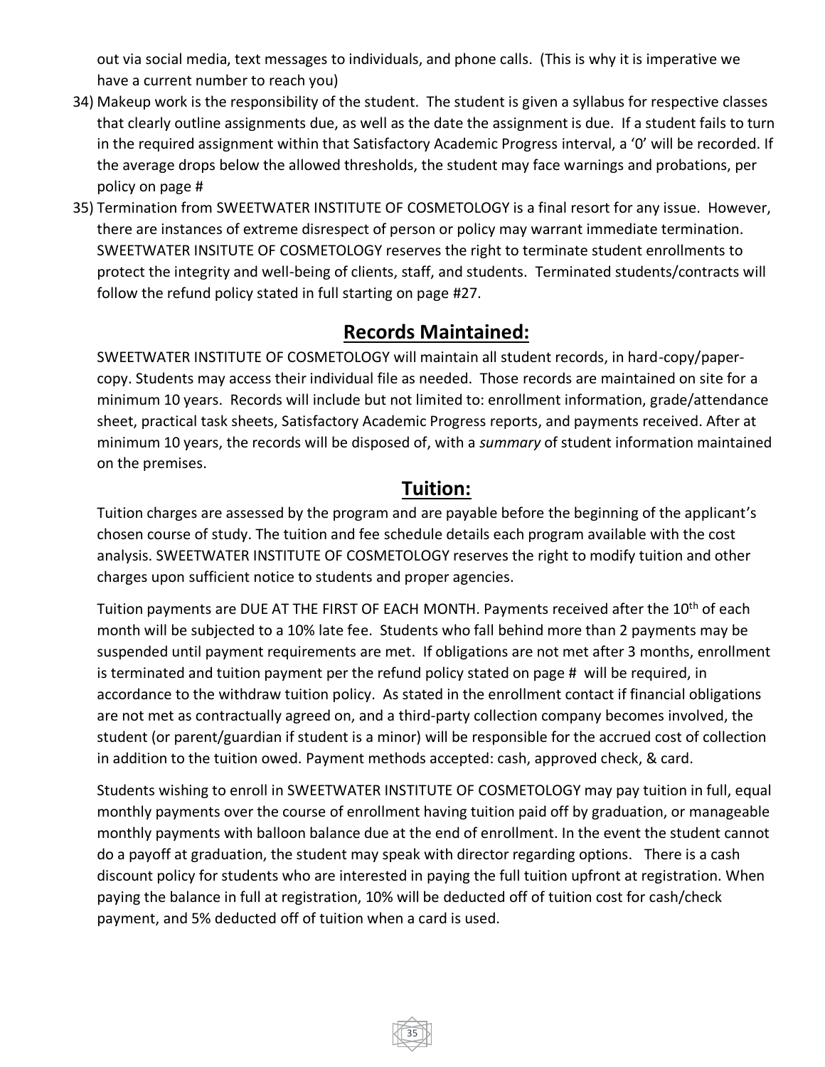out via social media, text messages to individuals, and phone calls. (This is why it is imperative we have a current number to reach you)

34) Makeup work is the responsibility of the student. The student is given a syllabus for respective classes that clearly outline assignments due, as well as the date the assignment is due. If a student fails to turn in the required assignment within that Satisfactory Academic Progress interval, a '0' will be recorded. If the average drops below the allowed thresholds, the student may face warnings and probations, per policy on page #
35) Termination from SWEETWATER INSTITUTE OF COSMETOLOGY is a final resort for any issue. However, there are instances of extreme disrespect of person or policy may warrant immediate termination. SWEETWATER INSITUTE OF COSMETOLOGY reserves the right to terminate student enrollments to protect the integrity and well-being of clients, staff, and students. Terminated students/contracts will follow the refund policy stated in full starting on page #27.

## Records Maintained:

SWEETWATER INSTITUTE OF COSMETOLOGY will maintain all student records, in hard-copy/paper-copy. Students may access their individual file as needed. Those records are maintained on site for a minimum 10 years. Records will include but not limited to: enrollment information, grade/attendance sheet, practical task sheets, Satisfactory Academic Progress reports, and payments received. After at minimum 10 years, the records will be disposed of, with a *summary* of student information maintained on the premises.

## Tuition:

Tuition charges are assessed by the program and are payable before the beginning of the applicant's chosen course of study. The tuition and fee schedule details each program available with the cost analysis. SWEETWATER INSTITUTE OF COSMETOLOGY reserves the right to modify tuition and other charges upon sufficient notice to students and proper agencies.

Tuition payments are DUE AT THE FIRST OF EACH MONTH. Payments received after the 10th of each month will be subjected to a 10% late fee. Students who fall behind more than 2 payments may be suspended until payment requirements are met. If obligations are not met after 3 months, enrollment is terminated and tuition payment per the refund policy stated on page # will be required, in accordance to the withdraw tuition policy. As stated in the enrollment contact if financial obligations are not met as contractually agreed on, and a third-party collection company becomes involved, the student (or parent/guardian if student is a minor) will be responsible for the accrued cost of collection in addition to the tuition owed. Payment methods accepted: cash, approved check, & card.

Students wishing to enroll in SWEETWATER INSTITUTE OF COSMETOLOGY may pay tuition in full, equal monthly payments over the course of enrollment having tuition paid off by graduation, or manageable monthly payments with balloon balance due at the end of enrollment. In the event the student cannot do a payoff at graduation, the student may speak with director regarding options. There is a cash discount policy for students who are interested in paying the full tuition upfront at registration. When paying the balance in full at registration, 10% will be deducted off of tuition cost for cash/check payment, and 5% deducted off of tuition when a card is used.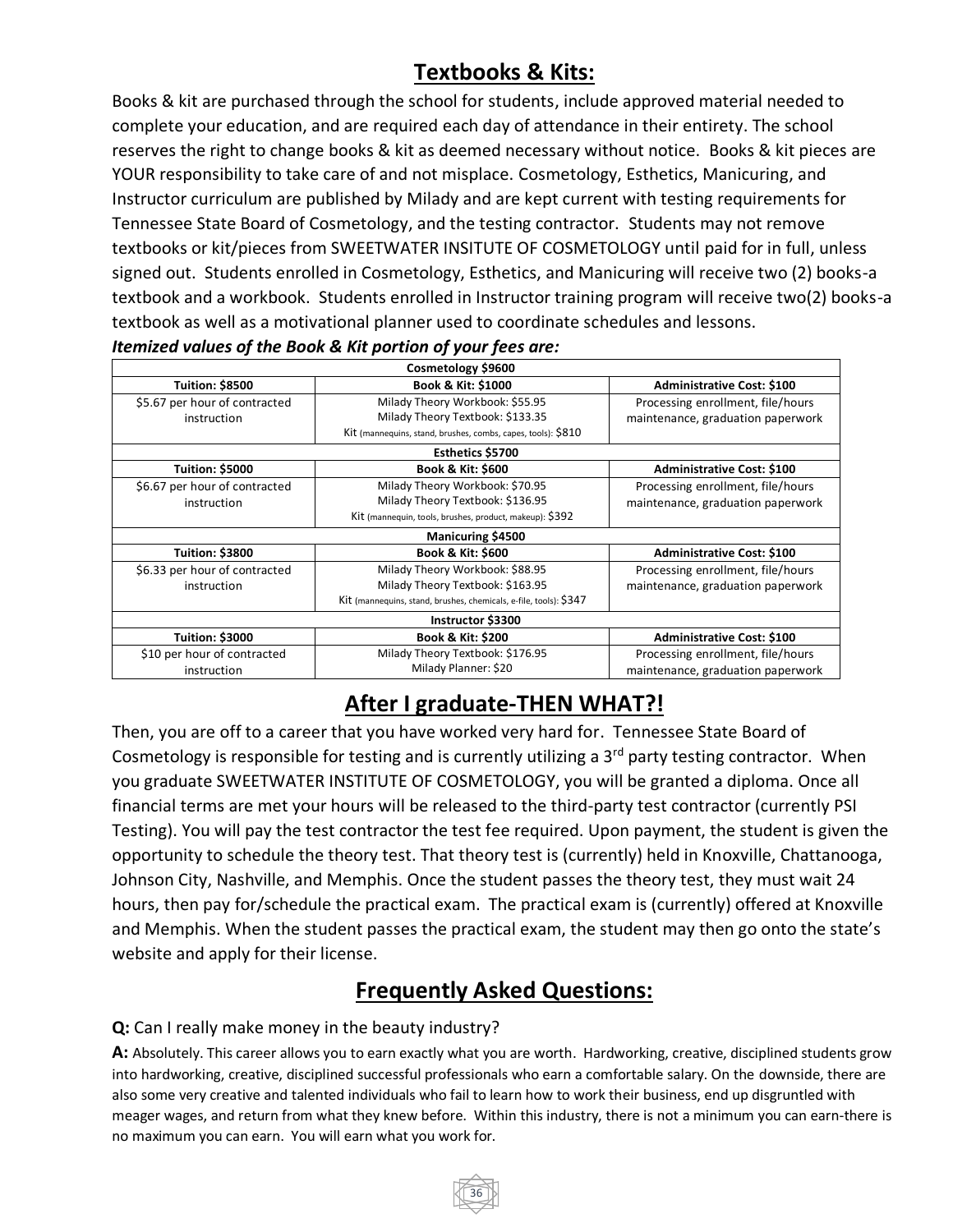## Textbooks & Kits:

Books & kit are purchased through the school for students, include approved material needed to complete your education, and are required each day of attendance in their entirety. The school reserves the right to change books & kit as deemed necessary without notice. Books & kit pieces are YOUR responsibility to take care of and not misplace. Cosmetology, Esthetics, Manicuring, and Instructor curriculum are published by Milady and are kept current with testing requirements for Tennessee State Board of Cosmetology, and the testing contractor. Students may not remove textbooks or kit/pieces from SWEETWATER INSITUTE OF COSMETOLOGY until paid for in full, unless signed out. Students enrolled in Cosmetology, Esthetics, and Manicuring will receive two (2) books-a textbook and a workbook. Students enrolled in Instructor training program will receive two(2) books-a textbook as well as a motivational planner used to coordinate schedules and lessons.

***Itemized values of the Book & Kit portion of your fees are:***

| Cosmetology $9600 | | |
|---|---|---|
| **Tuition: $8500** | **Book & Kit: $1000** | **Administrative Cost: $100** |
| $5.67 per hour of contracted instruction | Milady Theory Workbook: $55.95<br>Milady Theory Textbook: $133.35<br>Kit (mannequins, stand, brushes, combs, capes, tools): $810 | Processing enrollment, file/hours maintenance, graduation paperwork |
| **Esthetics $5700** | | |
| **Tuition: $5000** | **Book & Kit: $600** | **Administrative Cost: $100** |
| $6.67 per hour of contracted instruction | Milady Theory Workbook: $70.95<br>Milady Theory Textbook: $136.95<br>Kit (mannequin, tools, brushes, product, makeup): $392 | Processing enrollment, file/hours maintenance, graduation paperwork |
| **Manicuring $4500** | | |
| **Tuition: $3800** | **Book & Kit: $600** | **Administrative Cost: $100** |
| $6.33 per hour of contracted instruction | Milady Theory Workbook: $88.95<br>Milady Theory Textbook: $163.95<br>Kit (mannequins, stand, brushes, chemicals, e-file, tools): $347 | Processing enrollment, file/hours maintenance, graduation paperwork |
| **Instructor $3300** | | |
| **Tuition: $3000** | **Book & Kit: $200** | **Administrative Cost: $100** |
| $10 per hour of contracted instruction | Milady Theory Textbook: $176.95<br>Milady Planner: $20 | Processing enrollment, file/hours maintenance, graduation paperwork |

## After I graduate-THEN WHAT?!

Then, you are off to a career that you have worked very hard for. Tennessee State Board of Cosmetology is responsible for testing and is currently utilizing a 3rd party testing contractor. When you graduate SWEETWATER INSTITUTE OF COSMETOLOGY, you will be granted a diploma. Once all financial terms are met your hours will be released to the third-party test contractor (currently PSI Testing). You will pay the test contractor the test fee required. Upon payment, the student is given the opportunity to schedule the theory test. That theory test is (currently) held in Knoxville, Chattanooga, Johnson City, Nashville, and Memphis. Once the student passes the theory test, they must wait 24 hours, then pay for/schedule the practical exam. The practical exam is (currently) offered at Knoxville and Memphis. When the student passes the practical exam, the student may then go onto the state's website and apply for their license.

## Frequently Asked Questions:

**Q:** Can I really make money in the beauty industry?

**A:** Absolutely. This career allows you to earn exactly what you are worth. Hardworking, creative, disciplined students grow into hardworking, creative, disciplined successful professionals who earn a comfortable salary. On the downside, there are also some very creative and talented individuals who fail to learn how to work their business, end up disgruntled with meager wages, and return from what they knew before. Within this industry, there is not a minimum you can earn-there is no maximum you can earn. You will earn what you work for.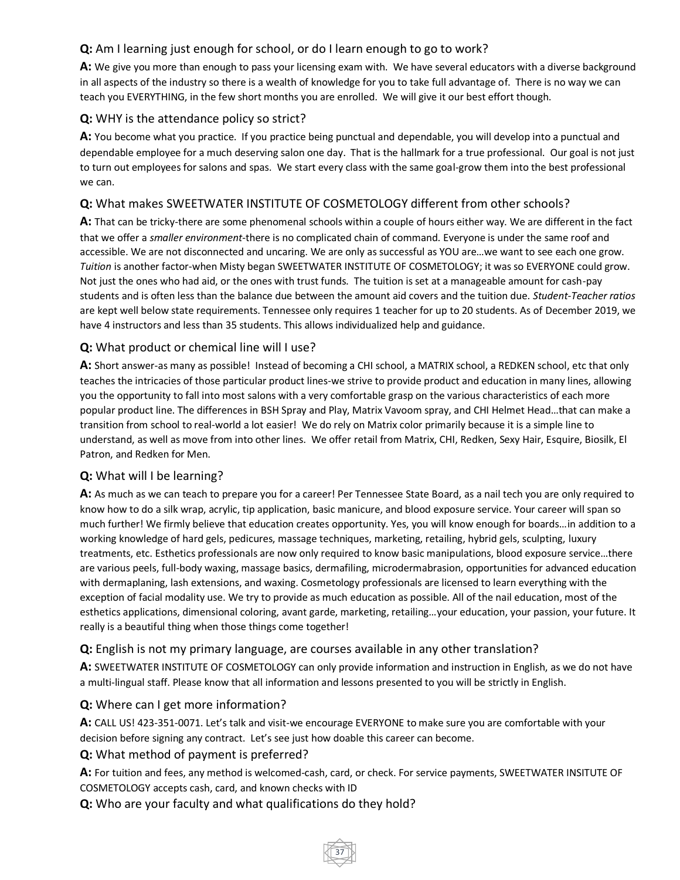**Q:** Am I learning just enough for school, or do I learn enough to go to work?

**A:** We give you more than enough to pass your licensing exam with. We have several educators with a diverse background in all aspects of the industry so there is a wealth of knowledge for you to take full advantage of. There is no way we can teach you EVERYTHING, in the few short months you are enrolled. We will give it our best effort though.

**Q:** WHY is the attendance policy so strict?

**A:** You become what you practice. If you practice being punctual and dependable, you will develop into a punctual and dependable employee for a much deserving salon one day. That is the hallmark for a true professional. Our goal is not just to turn out employees for salons and spas. We start every class with the same goal-grow them into the best professional we can.

**Q:** What makes SWEETWATER INSTITUTE OF COSMETOLOGY different from other schools?

**A:** That can be tricky-there are some phenomenal schools within a couple of hours either way. We are different in the fact that we offer a *smaller environment*-there is no complicated chain of command. Everyone is under the same roof and accessible. We are not disconnected and uncaring. We are only as successful as YOU are…we want to see each one grow. *Tuition* is another factor-when Misty began SWEETWATER INSTITUTE OF COSMETOLOGY; it was so EVERYONE could grow. Not just the ones who had aid, or the ones with trust funds. The tuition is set at a manageable amount for cash-pay students and is often less than the balance due between the amount aid covers and the tuition due. *Student-Teacher ratios* are kept well below state requirements. Tennessee only requires 1 teacher for up to 20 students. As of December 2019, we have 4 instructors and less than 35 students. This allows individualized help and guidance.

**Q:** What product or chemical line will I use?

**A:** Short answer-as many as possible! Instead of becoming a CHI school, a MATRIX school, a REDKEN school, etc that only teaches the intricacies of those particular product lines-we strive to provide product and education in many lines, allowing you the opportunity to fall into most salons with a very comfortable grasp on the various characteristics of each more popular product line. The differences in BSH Spray and Play, Matrix Vavoom spray, and CHI Helmet Head…that can make a transition from school to real-world a lot easier! We do rely on Matrix color primarily because it is a simple line to understand, as well as move from into other lines. We offer retail from Matrix, CHI, Redken, Sexy Hair, Esquire, Biosilk, El Patron, and Redken for Men.

**Q:** What will I be learning?

**A:** As much as we can teach to prepare you for a career! Per Tennessee State Board, as a nail tech you are only required to know how to do a silk wrap, acrylic, tip application, basic manicure, and blood exposure service. Your career will span so much further! We firmly believe that education creates opportunity. Yes, you will know enough for boards…in addition to a working knowledge of hard gels, pedicures, massage techniques, marketing, retailing, hybrid gels, sculpting, luxury treatments, etc. Esthetics professionals are now only required to know basic manipulations, blood exposure service…there are various peels, full-body waxing, massage basics, dermafiling, microdermabrasion, opportunities for advanced education with dermaplaning, lash extensions, and waxing. Cosmetology professionals are licensed to learn everything with the exception of facial modality use. We try to provide as much education as possible. All of the nail education, most of the esthetics applications, dimensional coloring, avant garde, marketing, retailing…your education, your passion, your future. It really is a beautiful thing when those things come together!

**Q:** English is not my primary language, are courses available in any other translation?

**A:** SWEETWATER INSTITUTE OF COSMETOLOGY can only provide information and instruction in English, as we do not have a multi-lingual staff. Please know that all information and lessons presented to you will be strictly in English.

**Q:** Where can I get more information?

**A:** CALL US! 423-351-0071. Let's talk and visit-we encourage EVERYONE to make sure you are comfortable with your decision before signing any contract. Let's see just how doable this career can become.

**Q:** What method of payment is preferred?

**A:** For tuition and fees, any method is welcomed-cash, card, or check. For service payments, SWEETWATER INSITUTE OF COSMETOLOGY accepts cash, card, and known checks with ID

**Q:** Who are your faculty and what qualifications do they hold?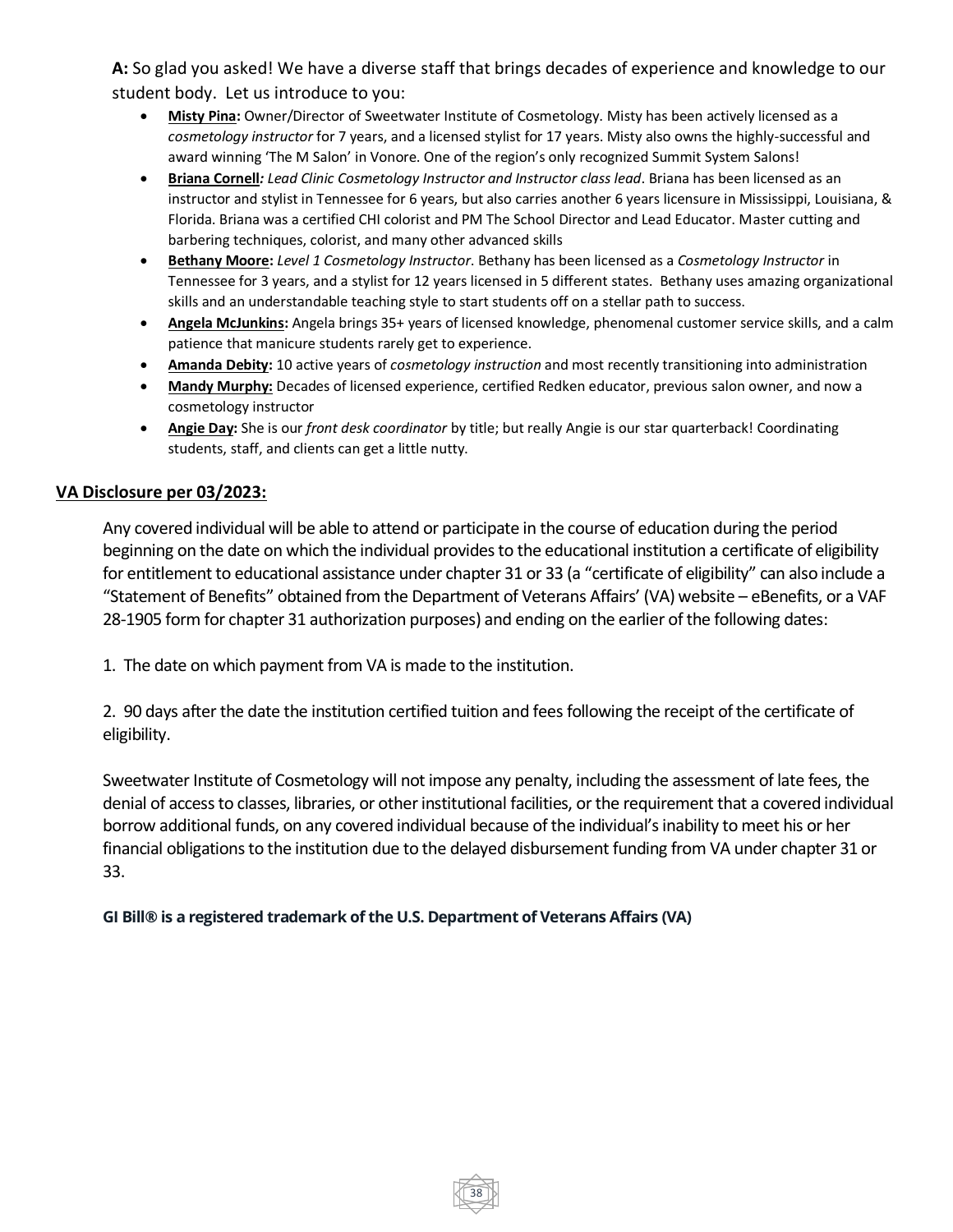**A:** So glad you asked! We have a diverse staff that brings decades of experience and knowledge to our student body. Let us introduce to you:

- **Misty Pina:** Owner/Director of Sweetwater Institute of Cosmetology. Misty has been actively licensed as a *cosmetology instructor* for 7 years, and a licensed stylist for 17 years. Misty also owns the highly-successful and award winning 'The M Salon' in Vonore. One of the region's only recognized Summit System Salons!
- **Briana Cornell***: Lead Clinic Cosmetology Instructor and Instructor class lead*. Briana has been licensed as an instructor and stylist in Tennessee for 6 years, but also carries another 6 years licensure in Mississippi, Louisiana, & Florida. Briana was a certified CHI colorist and PM The School Director and Lead Educator. Master cutting and barbering techniques, colorist, and many other advanced skills
- **Bethany Moore:** *Level 1 Cosmetology Instructor*. Bethany has been licensed as a *Cosmetology Instructor* in Tennessee for 3 years, and a stylist for 12 years licensed in 5 different states. Bethany uses amazing organizational skills and an understandable teaching style to start students off on a stellar path to success.
- **Angela McJunkins:** Angela brings 35+ years of licensed knowledge, phenomenal customer service skills, and a calm patience that manicure students rarely get to experience.
- **Amanda Debity:** 10 active years of *cosmetology instruction* and most recently transitioning into administration
- **Mandy Murphy:** Decades of licensed experience, certified Redken educator, previous salon owner, and now a cosmetology instructor
- **Angie Day:** She is our *front desk coordinator* by title; but really Angie is our star quarterback! Coordinating students, staff, and clients can get a little nutty.

**VA Disclosure per 03/2023:**

Any covered individual will be able to attend or participate in the course of education during the period beginning on the date on which the individual provides to the educational institution a certificate of eligibility for entitlement to educational assistance under chapter 31 or 33 (a "certificate of eligibility" can also include a "Statement of Benefits" obtained from the Department of Veterans Affairs' (VA) website – eBenefits, or a VAF 28-1905 form for chapter 31 authorization purposes) and ending on the earlier of the following dates:

1. The date on which payment from VA is made to the institution.

2. 90 days after the date the institution certified tuition and fees following the receipt of the certificate of eligibility.

Sweetwater Institute of Cosmetology will not impose any penalty, including the assessment of late fees, the denial of access to classes, libraries, or other institutional facilities, or the requirement that a covered individual borrow additional funds, on any covered individual because of the individual's inability to meet his or her financial obligations to the institution due to the delayed disbursement funding from VA under chapter 31 or 33.

**GI Bill® is a registered trademark of the U.S. Department of Veterans Affairs (VA)**